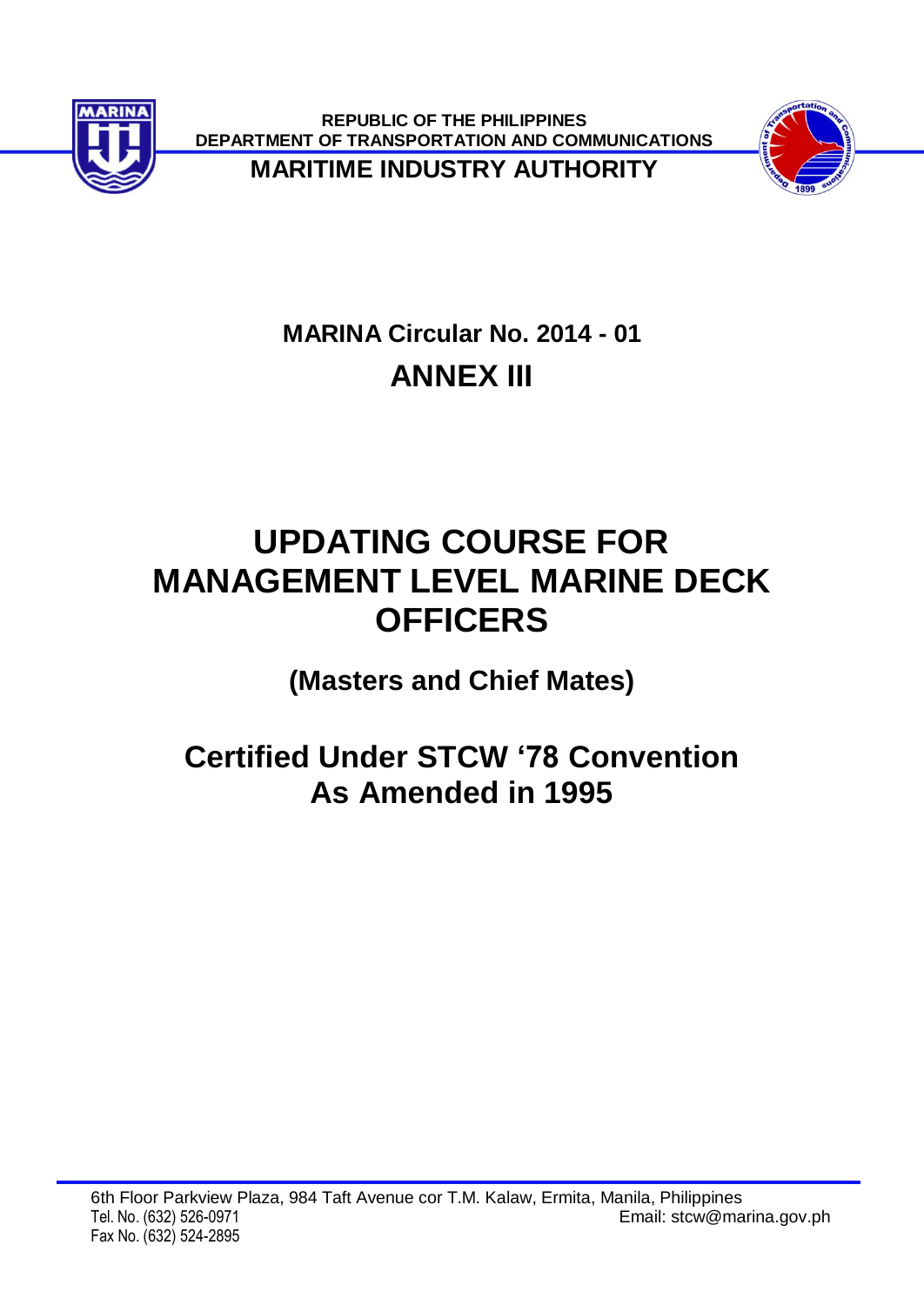REPUBLIC OF THE PHILIPPINES
DEPARTMENT OF TRANSPORTATION AND COMMUNICATIONS

**MARITIME INDUSTRY AUTHORITY**

## MARINA Circular No. 2014 - 01

## ANNEX III

# UPDATING COURSE FOR MANAGEMENT LEVEL MARINE DECK OFFICERS

## (Masters and Chief Mates)

## Certified Under STCW '78 Convention As Amended in 1995

6th Floor Parkview Plaza, 984 Taft Avenue cor T.M. Kalaw, Ermita, Manila, Philippines
Tel. No. (632) 526-0971
Email: stcw@marina.gov.ph
Fax No. (632) 524-2895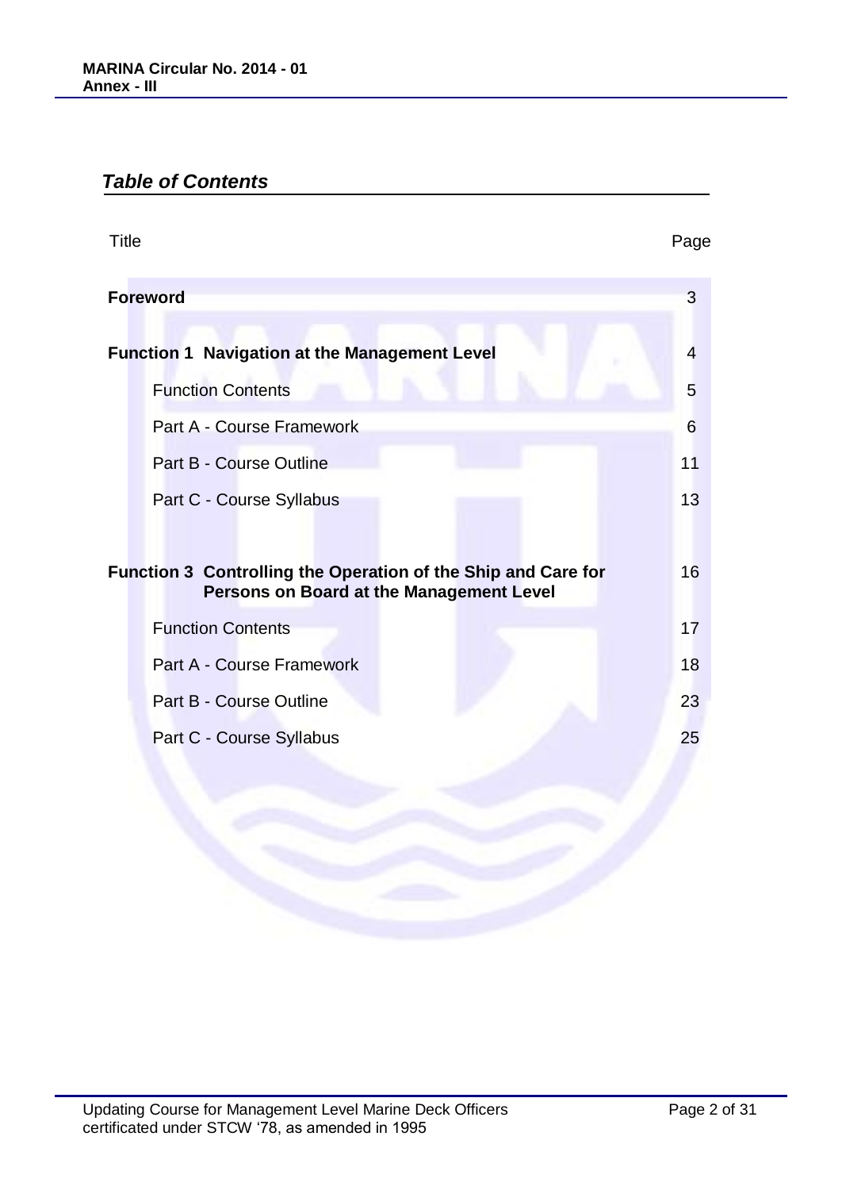## *Table of Contents*

| Title | Page |
| --- | --- |
| **Foreword** | 3 |
| **Function 1 Navigation at the Management Level** | 4 |
| Function Contents | 5 |
| Part A - Course Framework | 6 |
| Part B - Course Outline | 11 |
| Part C - Course Syllabus | 13 |
| **Function 3 Controlling the Operation of the Ship and Care for Persons on Board at the Management Level** | 16 |
| Function Contents | 17 |
| Part A - Course Framework | 18 |
| Part B - Course Outline | 23 |
| Part C - Course Syllabus | 25 |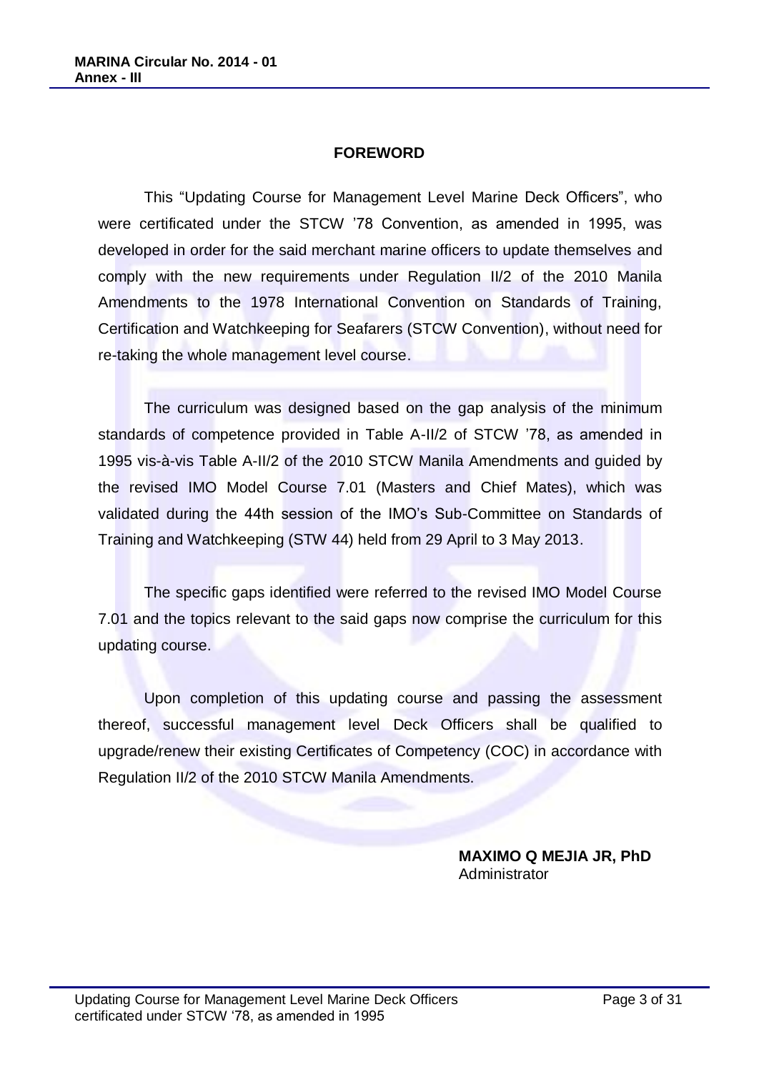## FOREWORD

This "Updating Course for Management Level Marine Deck Officers", who were certificated under the STCW '78 Convention, as amended in 1995, was developed in order for the said merchant marine officers to update themselves and comply with the new requirements under Regulation II/2 of the 2010 Manila Amendments to the 1978 International Convention on Standards of Training, Certification and Watchkeeping for Seafarers (STCW Convention), without need for re-taking the whole management level course.

The curriculum was designed based on the gap analysis of the minimum standards of competence provided in Table A-II/2 of STCW '78, as amended in 1995 vis-à-vis Table A-II/2 of the 2010 STCW Manila Amendments and guided by the revised IMO Model Course 7.01 (Masters and Chief Mates), which was validated during the 44th session of the IMO's Sub-Committee on Standards of Training and Watchkeeping (STW 44) held from 29 April to 3 May 2013.

The specific gaps identified were referred to the revised IMO Model Course 7.01 and the topics relevant to the said gaps now comprise the curriculum for this updating course.

Upon completion of this updating course and passing the assessment thereof, successful management level Deck Officers shall be qualified to upgrade/renew their existing Certificates of Competency (COC) in accordance with Regulation II/2 of the 2010 STCW Manila Amendments.

**MAXIMO Q MEJIA JR, PhD**
Administrator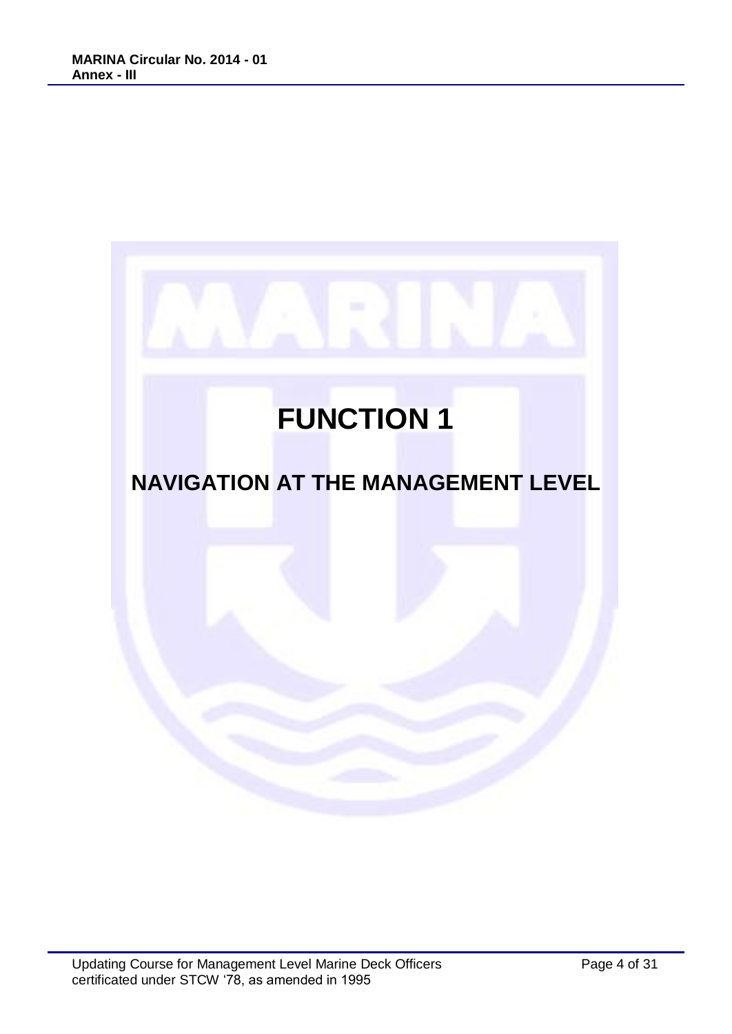# FUNCTION 1

## NAVIGATION AT THE MANAGEMENT LEVEL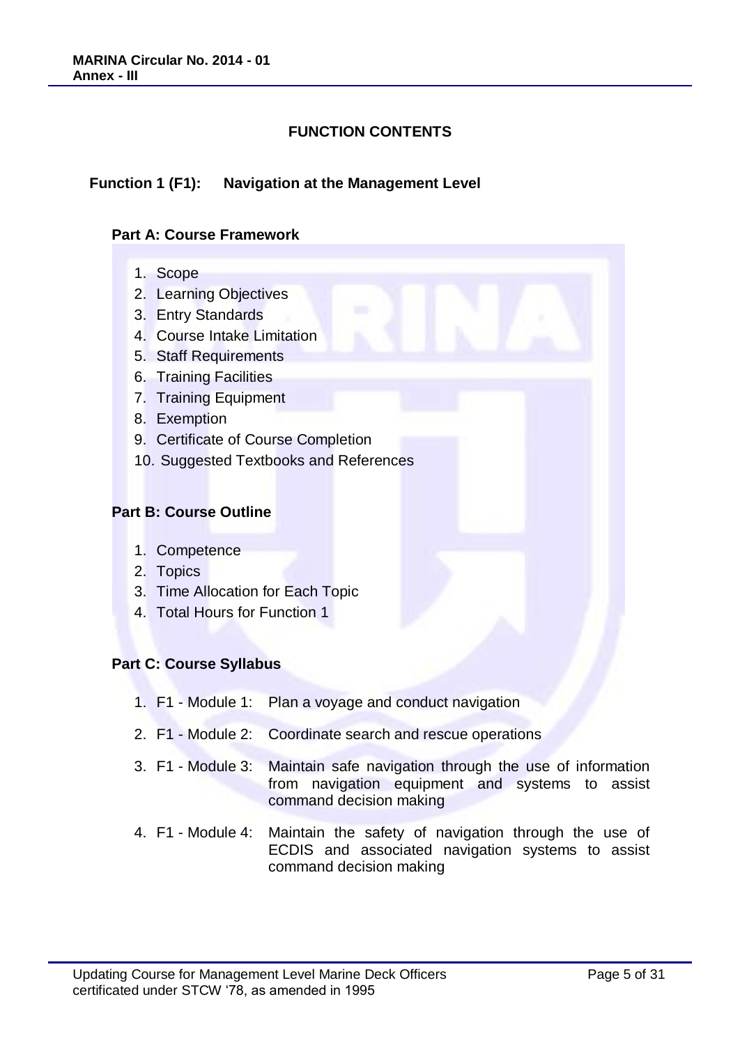# FUNCTION CONTENTS

## Function 1 (F1): Navigation at the Management Level

### Part A: Course Framework

1. Scope
2. Learning Objectives
3. Entry Standards
4. Course Intake Limitation
5. Staff Requirements
6. Training Facilities
7. Training Equipment
8. Exemption
9. Certificate of Course Completion
10. Suggested Textbooks and References

### Part B: Course Outline

1. Competence
2. Topics
3. Time Allocation for Each Topic
4. Total Hours for Function 1

### Part C: Course Syllabus

1. F1 - Module 1: Plan a voyage and conduct navigation
2. F1 - Module 2: Coordinate search and rescue operations
3. F1 - Module 3: Maintain safe navigation through the use of information from navigation equipment and systems to assist command decision making
4. F1 - Module 4: Maintain the safety of navigation through the use of ECDIS and associated navigation systems to assist command decision making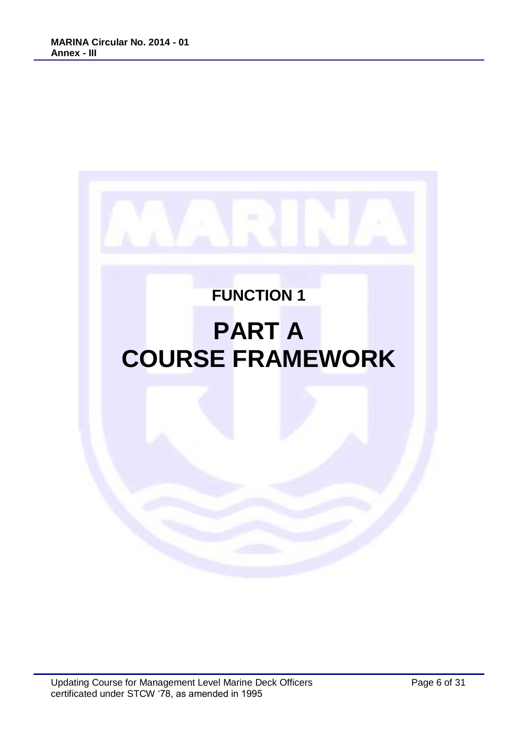# FUNCTION 1

# PART A
# COURSE FRAMEWORK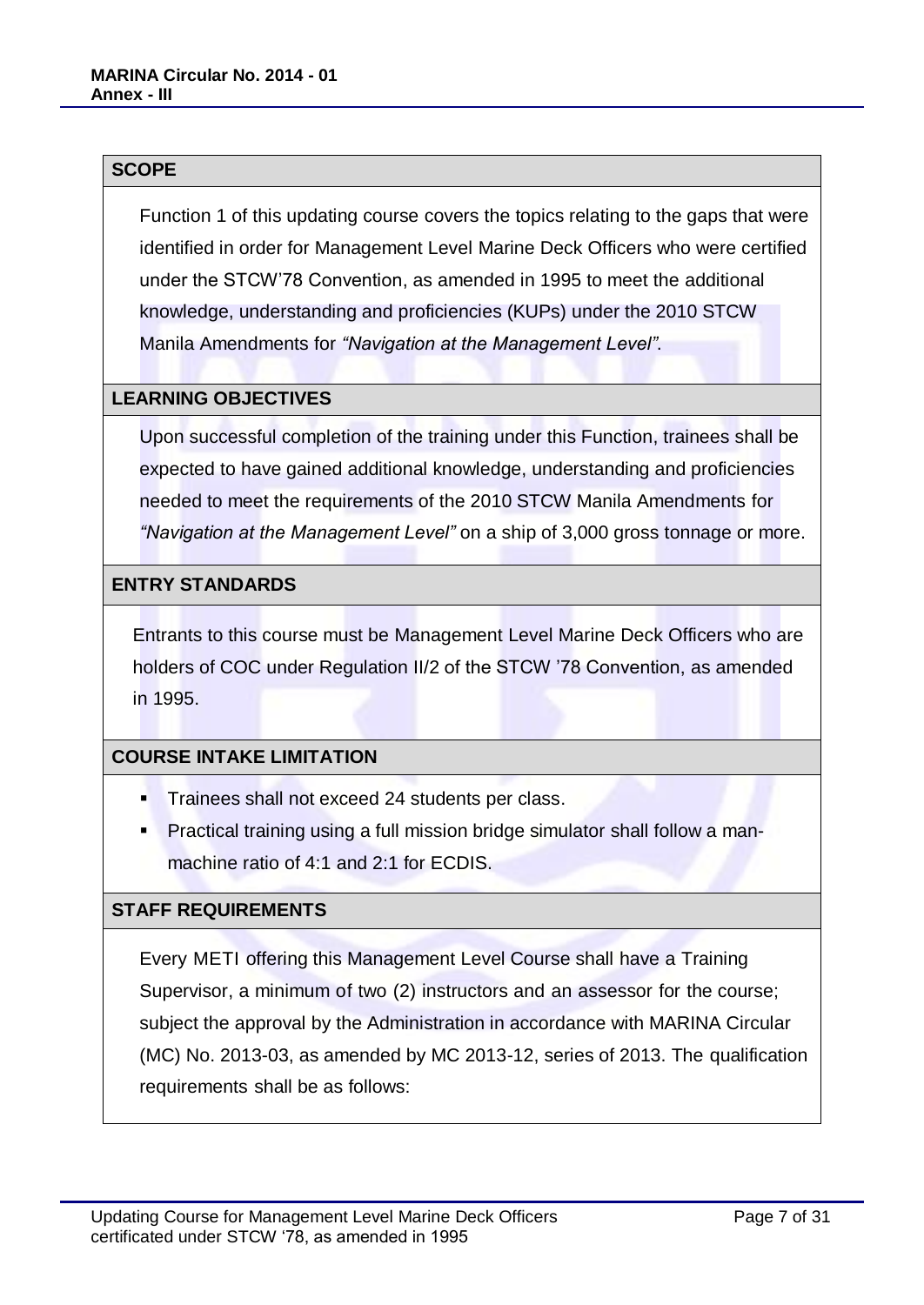## SCOPE

Function 1 of this updating course covers the topics relating to the gaps that were identified in order for Management Level Marine Deck Officers who were certified under the STCW'78 Convention, as amended in 1995 to meet the additional knowledge, understanding and proficiencies (KUPs) under the 2010 STCW Manila Amendments for *"Navigation at the Management Level"*.

## LEARNING OBJECTIVES

Upon successful completion of the training under this Function, trainees shall be expected to have gained additional knowledge, understanding and proficiencies needed to meet the requirements of the 2010 STCW Manila Amendments for *"Navigation at the Management Level"* on a ship of 3,000 gross tonnage or more.

## ENTRY STANDARDS

Entrants to this course must be Management Level Marine Deck Officers who are holders of COC under Regulation II/2 of the STCW '78 Convention, as amended in 1995.

## COURSE INTAKE LIMITATION

- Trainees shall not exceed 24 students per class.
- Practical training using a full mission bridge simulator shall follow a man-machine ratio of 4:1 and 2:1 for ECDIS.

## STAFF REQUIREMENTS

Every METI offering this Management Level Course shall have a Training Supervisor, a minimum of two (2) instructors and an assessor for the course; subject the approval by the Administration in accordance with MARINA Circular (MC) No. 2013-03, as amended by MC 2013-12, series of 2013. The qualification requirements shall be as follows: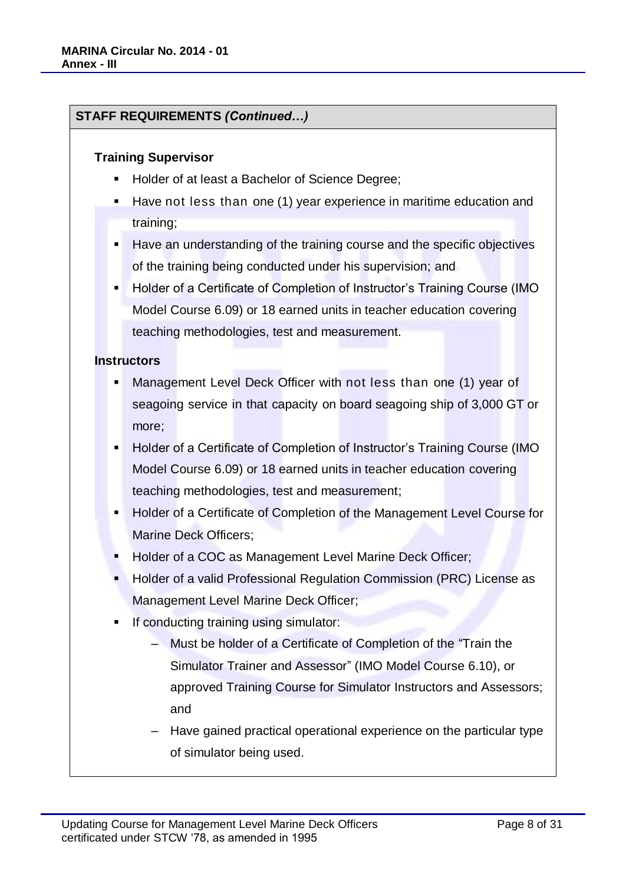## STAFF REQUIREMENTS *(Continued…)*

**Training Supervisor**

- Holder of at least a Bachelor of Science Degree;
- Have not less than one (1) year experience in maritime education and training;
- Have an understanding of the training course and the specific objectives of the training being conducted under his supervision; and
- Holder of a Certificate of Completion of Instructor's Training Course (IMO Model Course 6.09) or 18 earned units in teacher education covering teaching methodologies, test and measurement.

**Instructors**

- Management Level Deck Officer with not less than one (1) year of seagoing service in that capacity on board seagoing ship of 3,000 GT or more;
- Holder of a Certificate of Completion of Instructor's Training Course (IMO Model Course 6.09) or 18 earned units in teacher education covering teaching methodologies, test and measurement;
- Holder of a Certificate of Completion of the Management Level Course for Marine Deck Officers;
- Holder of a COC as Management Level Marine Deck Officer;
- Holder of a valid Professional Regulation Commission (PRC) License as Management Level Marine Deck Officer;
- If conducting training using simulator:
  - Must be holder of a Certificate of Completion of the "Train the Simulator Trainer and Assessor" (IMO Model Course 6.10), or approved Training Course for Simulator Instructors and Assessors; and
  - Have gained practical operational experience on the particular type of simulator being used.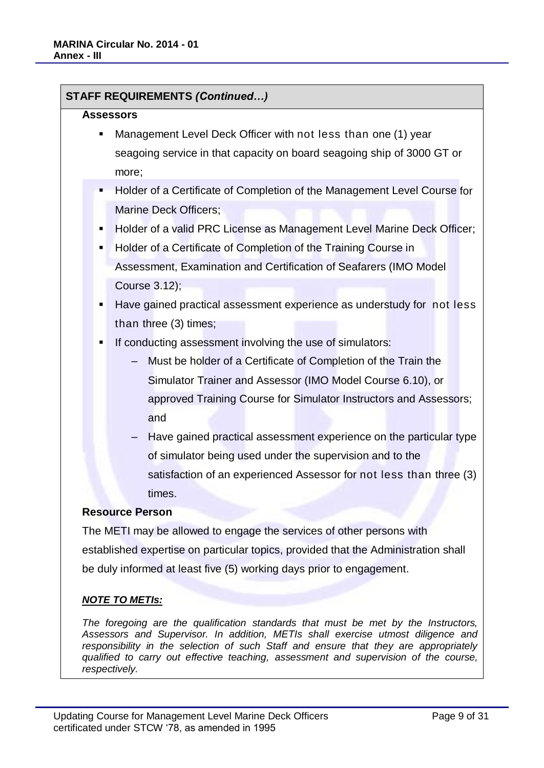## STAFF REQUIREMENTS *(Continued…)*

**Assessors**

- Management Level Deck Officer with not less than one (1) year seagoing service in that capacity on board seagoing ship of 3000 GT or more;
- Holder of a Certificate of Completion of the Management Level Course for Marine Deck Officers;
- Holder of a valid PRC License as Management Level Marine Deck Officer;
- Holder of a Certificate of Completion of the Training Course in Assessment, Examination and Certification of Seafarers (IMO Model Course 3.12);
- Have gained practical assessment experience as understudy for not less than three (3) times;
- If conducting assessment involving the use of simulators:
  - Must be holder of a Certificate of Completion of the Train the Simulator Trainer and Assessor (IMO Model Course 6.10), or approved Training Course for Simulator Instructors and Assessors; and
  - Have gained practical assessment experience on the particular type of simulator being used under the supervision and to the satisfaction of an experienced Assessor for not less than three (3) times.

**Resource Person**

The METI may be allowed to engage the services of other persons with established expertise on particular topics, provided that the Administration shall be duly informed at least five (5) working days prior to engagement.

***NOTE TO METIs:***

*The foregoing are the qualification standards that must be met by the Instructors, Assessors and Supervisor. In addition, METIs shall exercise utmost diligence and responsibility in the selection of such Staff and ensure that they are appropriately qualified to carry out effective teaching, assessment and supervision of the course, respectively.*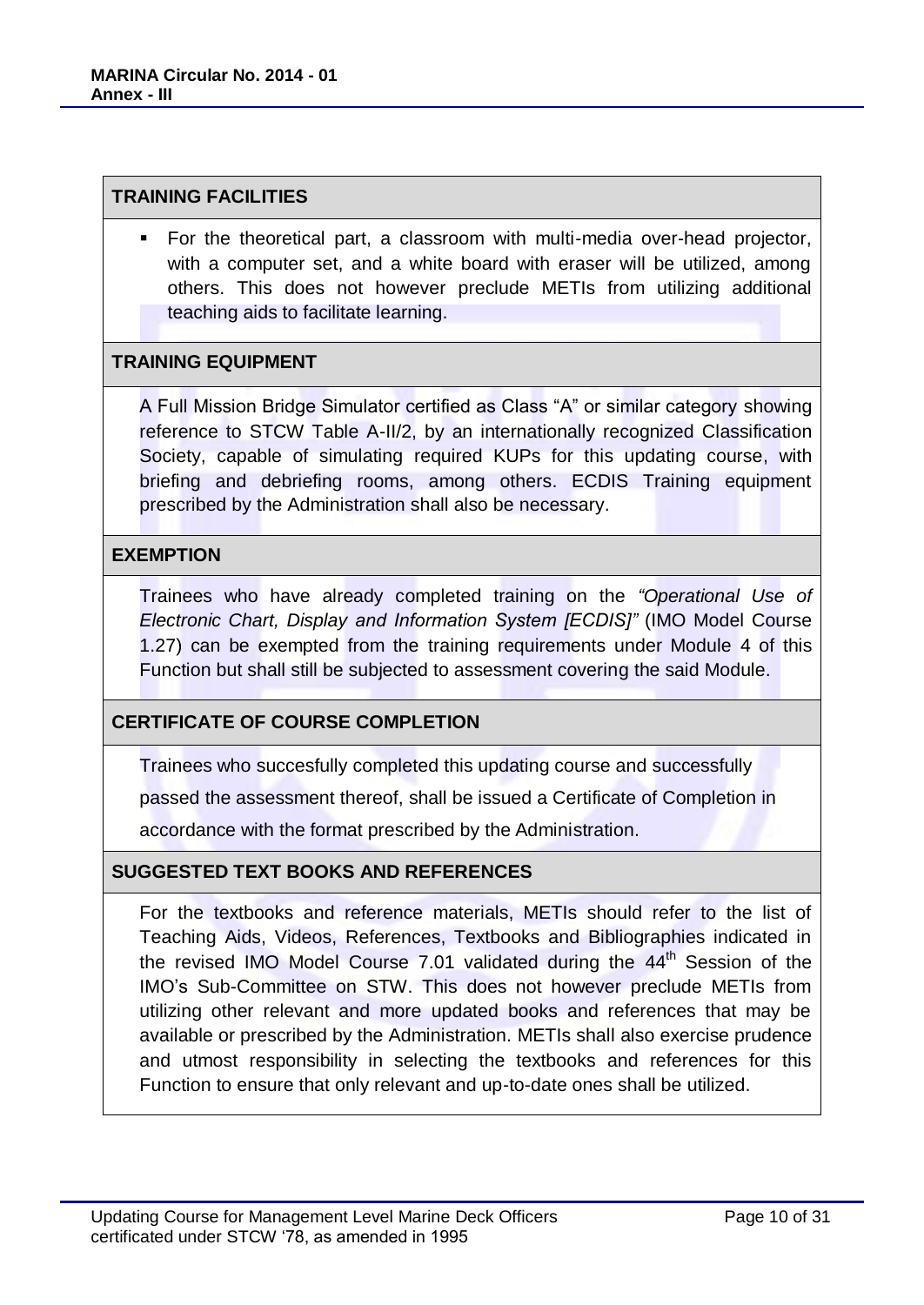## TRAINING FACILITIES

- For the theoretical part, a classroom with multi-media over-head projector, with a computer set, and a white board with eraser will be utilized, among others. This does not however preclude METIs from utilizing additional teaching aids to facilitate learning.

## TRAINING EQUIPMENT

A Full Mission Bridge Simulator certified as Class "A" or similar category showing reference to STCW Table A-II/2, by an internationally recognized Classification Society, capable of simulating required KUPs for this updating course, with briefing and debriefing rooms, among others. ECDIS Training equipment prescribed by the Administration shall also be necessary.

## EXEMPTION

Trainees who have already completed training on the *"Operational Use of Electronic Chart, Display and Information System [ECDIS]"* (IMO Model Course 1.27) can be exempted from the training requirements under Module 4 of this Function but shall still be subjected to assessment covering the said Module.

## CERTIFICATE OF COURSE COMPLETION

Trainees who succesfully completed this updating course and successfully passed the assessment thereof, shall be issued a Certificate of Completion in accordance with the format prescribed by the Administration.

## SUGGESTED TEXT BOOKS AND REFERENCES

For the textbooks and reference materials, METIs should refer to the list of Teaching Aids, Videos, References, Textbooks and Bibliographies indicated in the revised IMO Model Course 7.01 validated during the 44th Session of the IMO's Sub-Committee on STW. This does not however preclude METIs from utilizing other relevant and more updated books and references that may be available or prescribed by the Administration. METIs shall also exercise prudence and utmost responsibility in selecting the textbooks and references for this Function to ensure that only relevant and up-to-date ones shall be utilized.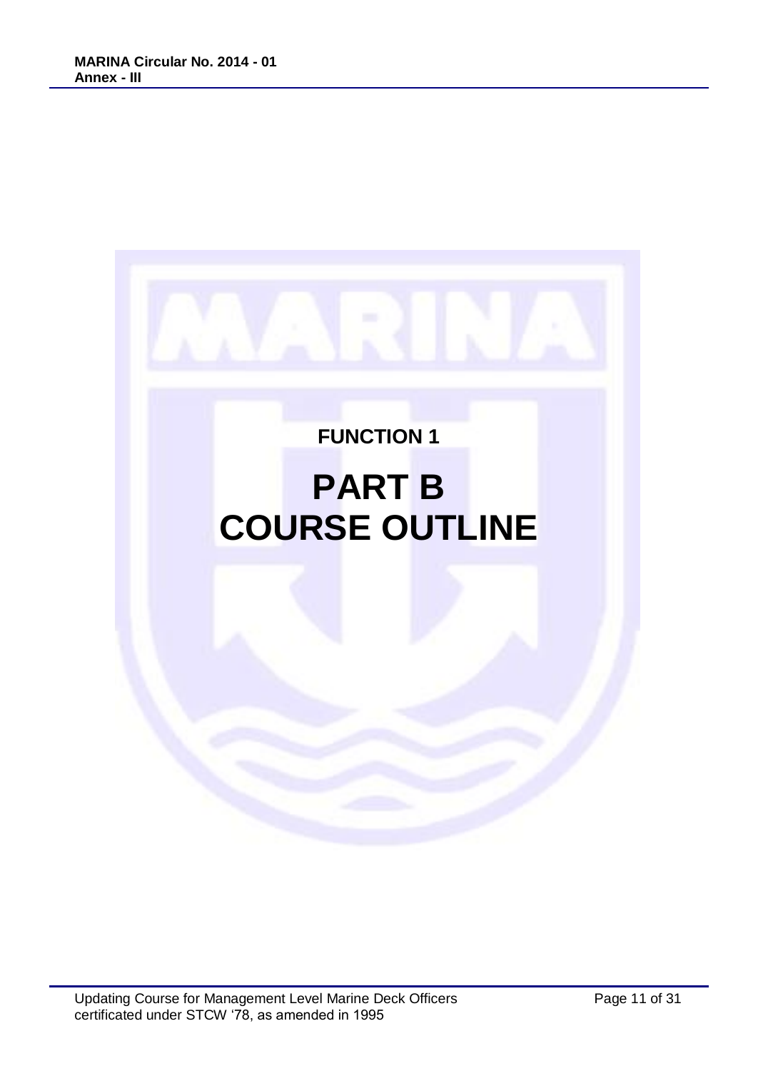# FUNCTION 1

# PART B
# COURSE OUTLINE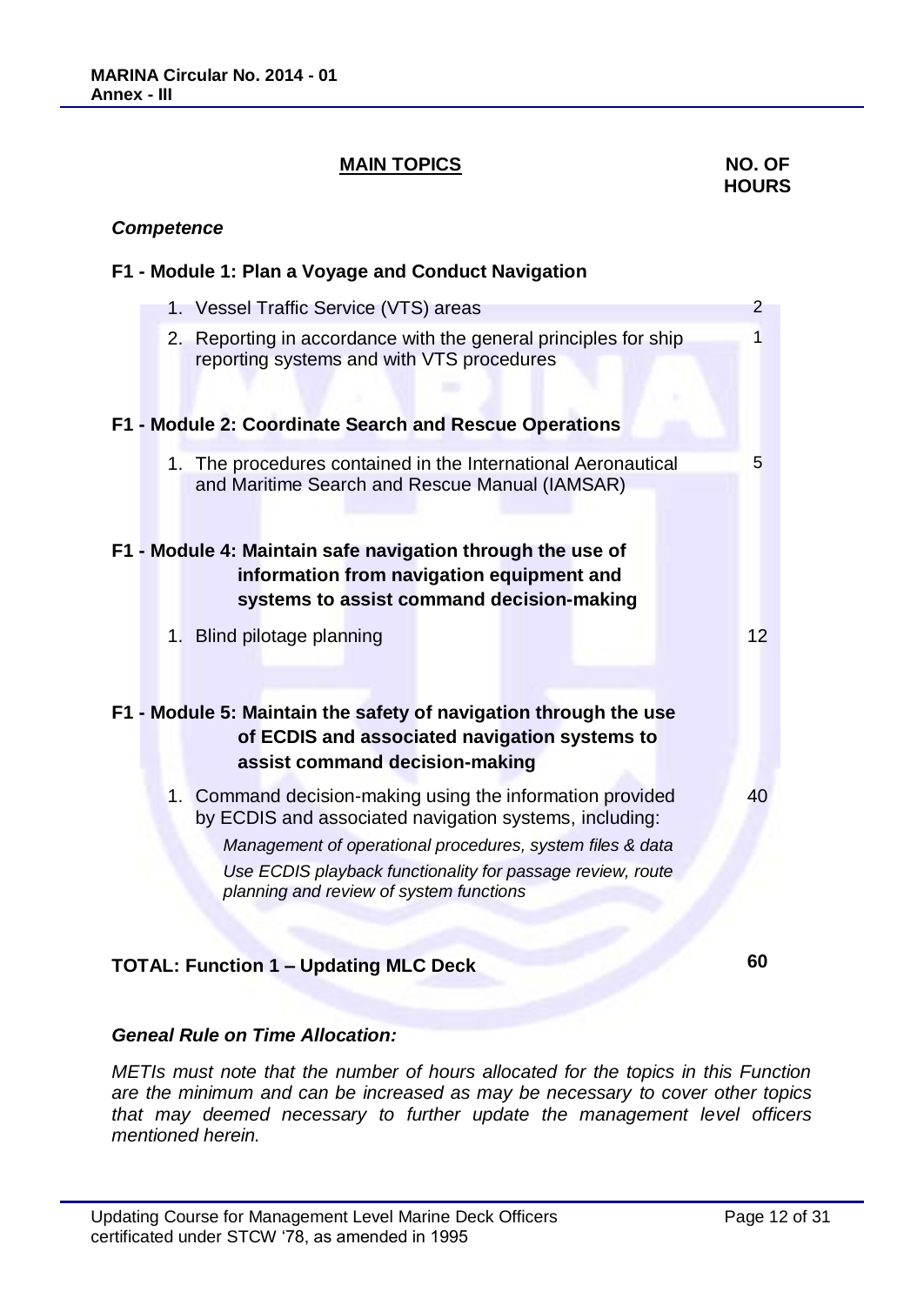| MAIN TOPICS | NO. OF HOURS |
|---|---|
| ***Competence*** | |
| **F1 - Module 1: Plan a Voyage and Conduct Navigation** | |
| 1. Vessel Traffic Service (VTS) areas | 2 |
| 2. Reporting in accordance with the general principles for ship reporting systems and with VTS procedures | 1 |
| **F1 - Module 2: Coordinate Search and Rescue Operations** | |
| 1. The procedures contained in the International Aeronautical and Maritime Search and Rescue Manual (IAMSAR) | 5 |
| **F1 - Module 4: Maintain safe navigation through the use of information from navigation equipment and systems to assist command decision-making** | |
| 1. Blind pilotage planning | 12 |
| **F1 - Module 5: Maintain the safety of navigation through the use of ECDIS and associated navigation systems to assist command decision-making** | |
| 1. Command decision-making using the information provided by ECDIS and associated navigation systems, including: *Management of operational procedures, system files & data*; *Use ECDIS playback functionality for passage review, route planning and review of system functions* | 40 |
| **TOTAL: Function 1 – Updating MLC Deck** | **60** |

***Geneal Rule on Time Allocation:***

*METIs must note that the number of hours allocated for the topics in this Function are the minimum and can be increased as may be necessary to cover other topics that may deemed necessary to further update the management level officers mentioned herein.*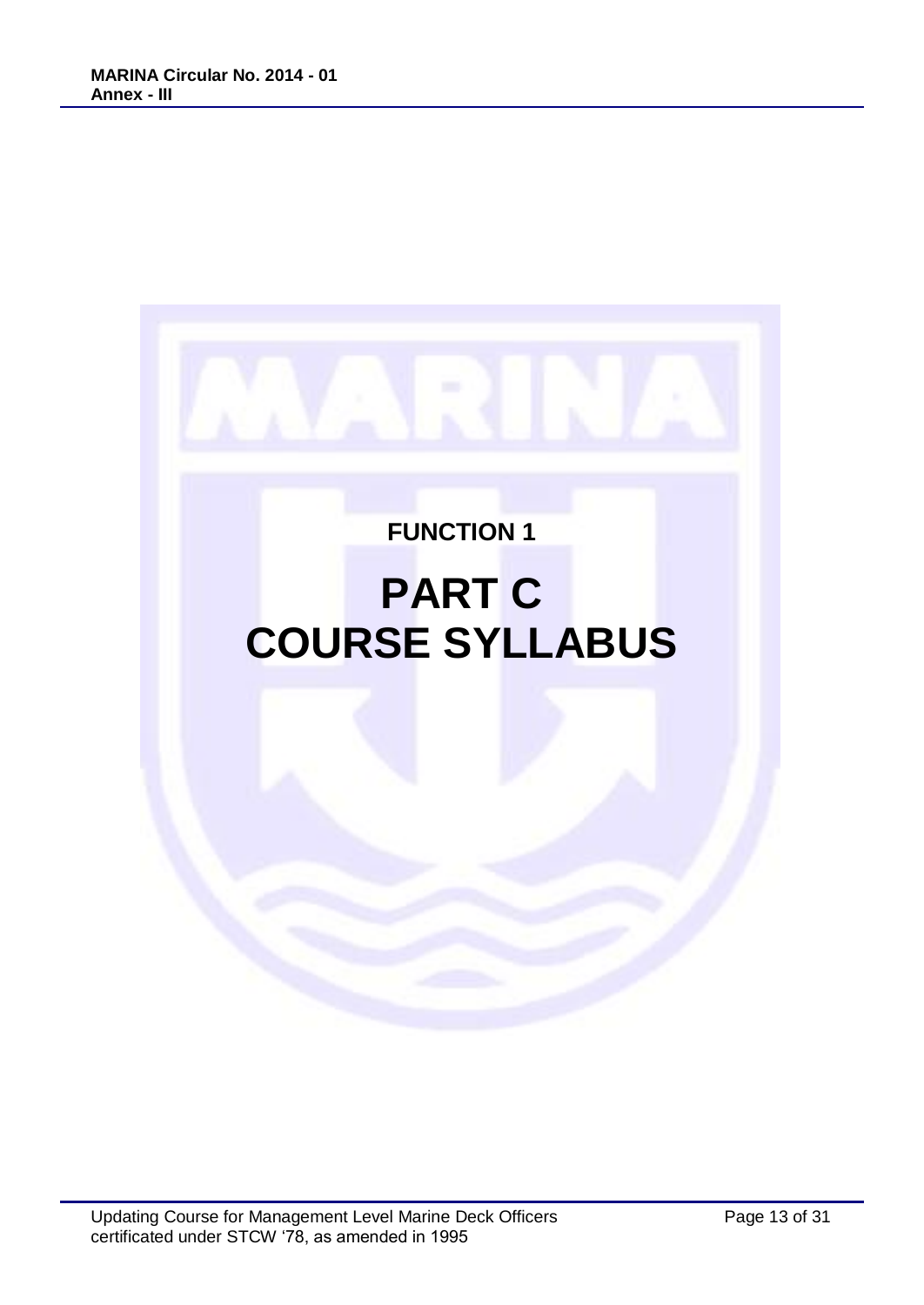**FUNCTION 1**

# PART C
# COURSE SYLLABUS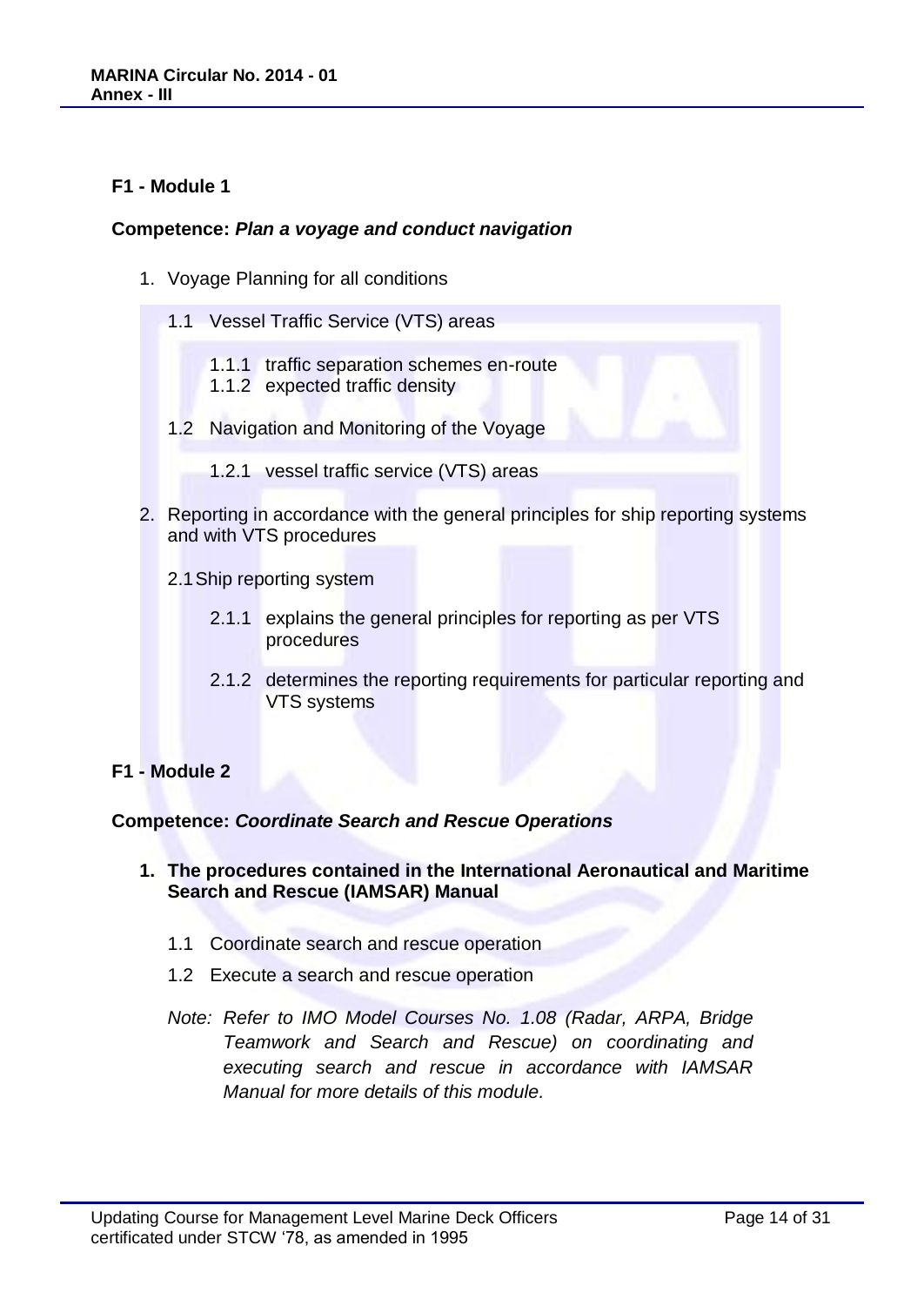**F1 - Module 1**

**Competence:** ***Plan a voyage and conduct navigation***

1. Voyage Planning for all conditions

   1.1 Vessel Traffic Service (VTS) areas

      1.1.1 traffic separation schemes en-route
      1.1.2 expected traffic density

   1.2 Navigation and Monitoring of the Voyage

      1.2.1 vessel traffic service (VTS) areas

2. Reporting in accordance with the general principles for ship reporting systems and with VTS procedures

   2.1 Ship reporting system

      2.1.1 explains the general principles for reporting as per VTS procedures

      2.1.2 determines the reporting requirements for particular reporting and VTS systems

**F1 - Module 2**

**Competence:** ***Coordinate Search and Rescue Operations***

1. **The procedures contained in the International Aeronautical and Maritime Search and Rescue (IAMSAR) Manual**

   1.1 Coordinate search and rescue operation

   1.2 Execute a search and rescue operation

   *Note: Refer to IMO Model Courses No. 1.08 (Radar, ARPA, Bridge Teamwork and Search and Rescue) on coordinating and executing search and rescue in accordance with IAMSAR Manual for more details of this module.*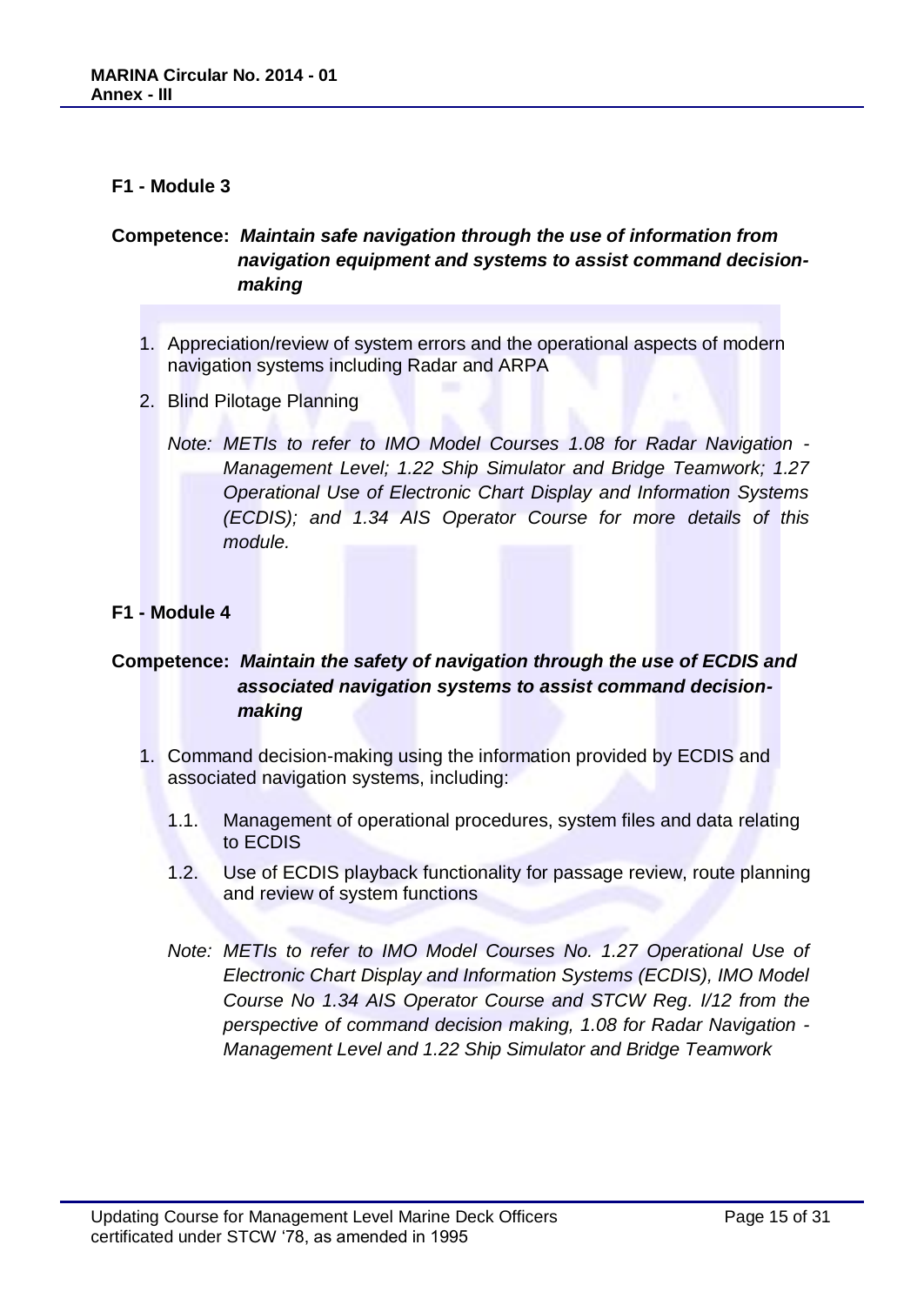## F1 - Module 3

**Competence:** ***Maintain safe navigation through the use of information from navigation equipment and systems to assist command decision-making***

1. Appreciation/review of system errors and the operational aspects of modern navigation systems including Radar and ARPA
2. Blind Pilotage Planning

   *Note: METIs to refer to IMO Model Courses 1.08 for Radar Navigation - Management Level; 1.22 Ship Simulator and Bridge Teamwork; 1.27 Operational Use of Electronic Chart Display and Information Systems (ECDIS); and 1.34 AIS Operator Course for more details of this module.*

## F1 - Module 4

**Competence:** ***Maintain the safety of navigation through the use of ECDIS and associated navigation systems to assist command decision-making***

1. Command decision-making using the information provided by ECDIS and associated navigation systems, including:

   1.1. Management of operational procedures, system files and data relating to ECDIS

   1.2. Use of ECDIS playback functionality for passage review, route planning and review of system functions

   *Note: METIs to refer to IMO Model Courses No. 1.27 Operational Use of Electronic Chart Display and Information Systems (ECDIS), IMO Model Course No 1.34 AIS Operator Course and STCW Reg. I/12 from the perspective of command decision making, 1.08 for Radar Navigation - Management Level and 1.22 Ship Simulator and Bridge Teamwork*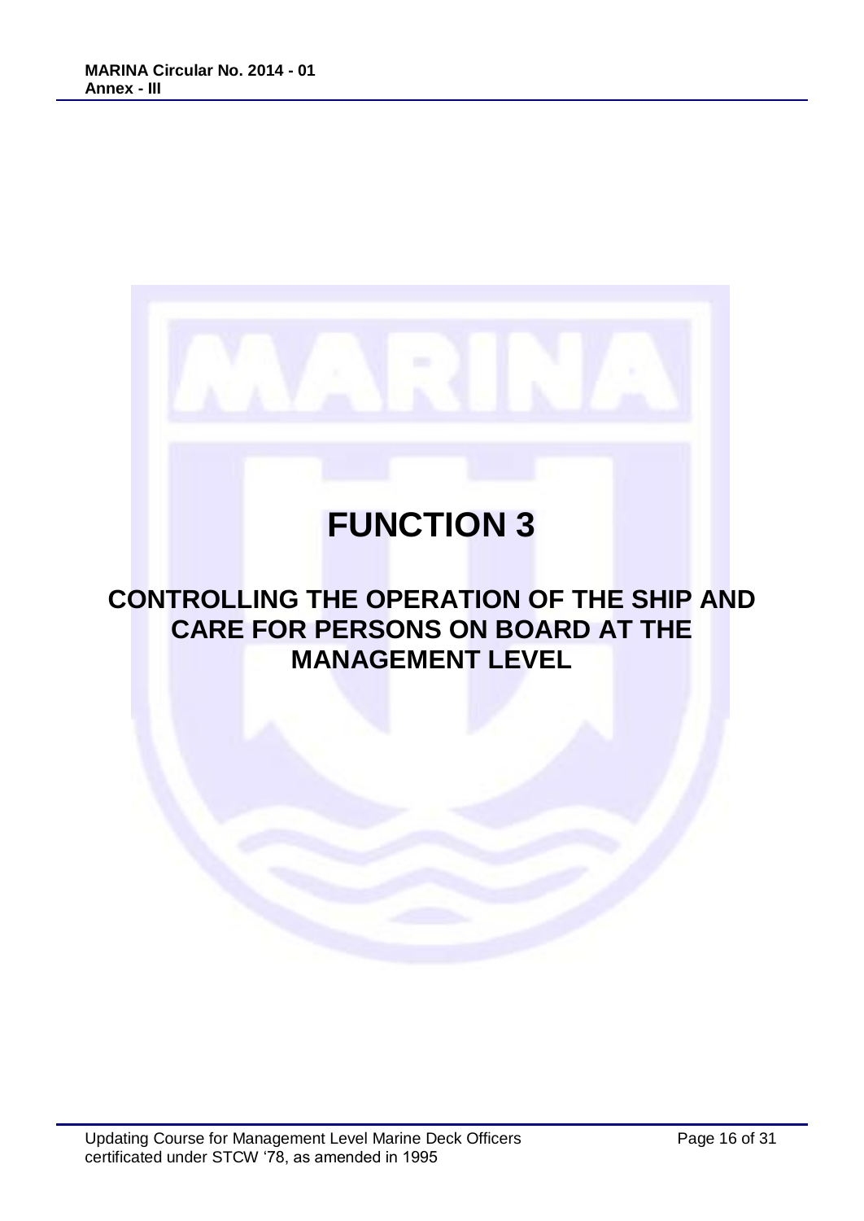# FUNCTION 3

## CONTROLLING THE OPERATION OF THE SHIP AND CARE FOR PERSONS ON BOARD AT THE MANAGEMENT LEVEL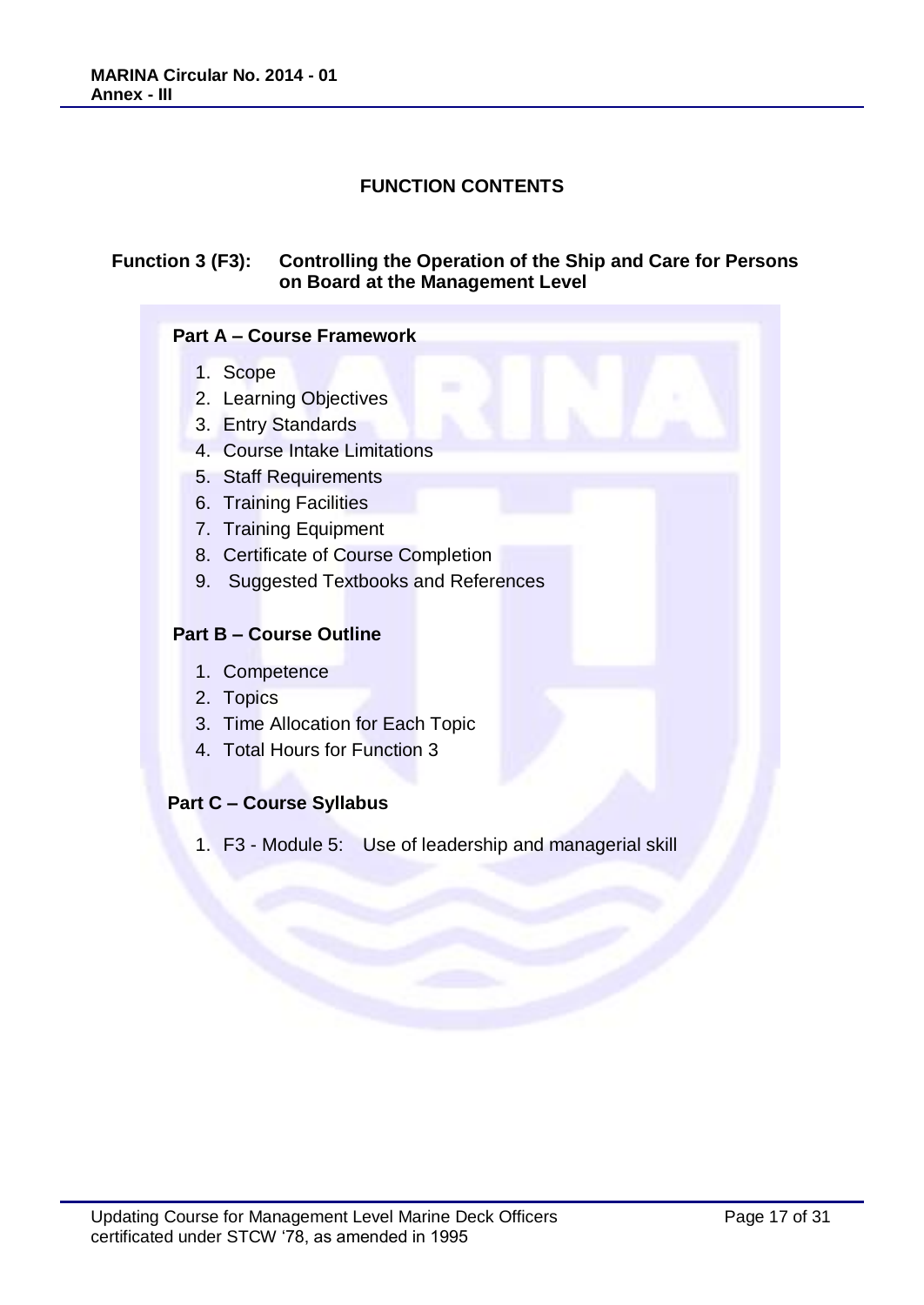# FUNCTION CONTENTS

**Function 3 (F3): Controlling the Operation of the Ship and Care for Persons on Board at the Management Level**

## Part A – Course Framework

1. Scope
2. Learning Objectives
3. Entry Standards
4. Course Intake Limitations
5. Staff Requirements
6. Training Facilities
7. Training Equipment
8. Certificate of Course Completion
9. Suggested Textbooks and References

## Part B – Course Outline

1. Competence
2. Topics
3. Time Allocation for Each Topic
4. Total Hours for Function 3

## Part C – Course Syllabus

1. F3 - Module 5: Use of leadership and managerial skill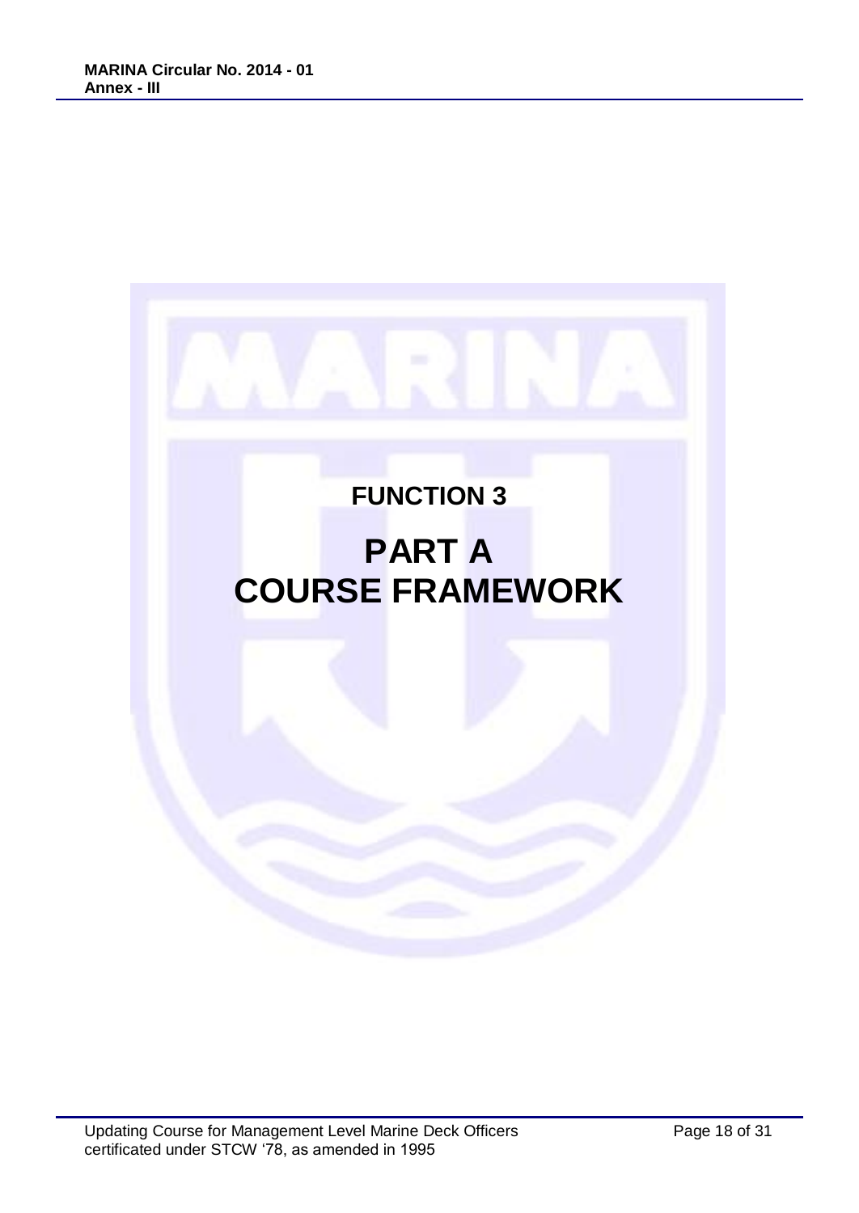# FUNCTION 3

# PART A
# COURSE FRAMEWORK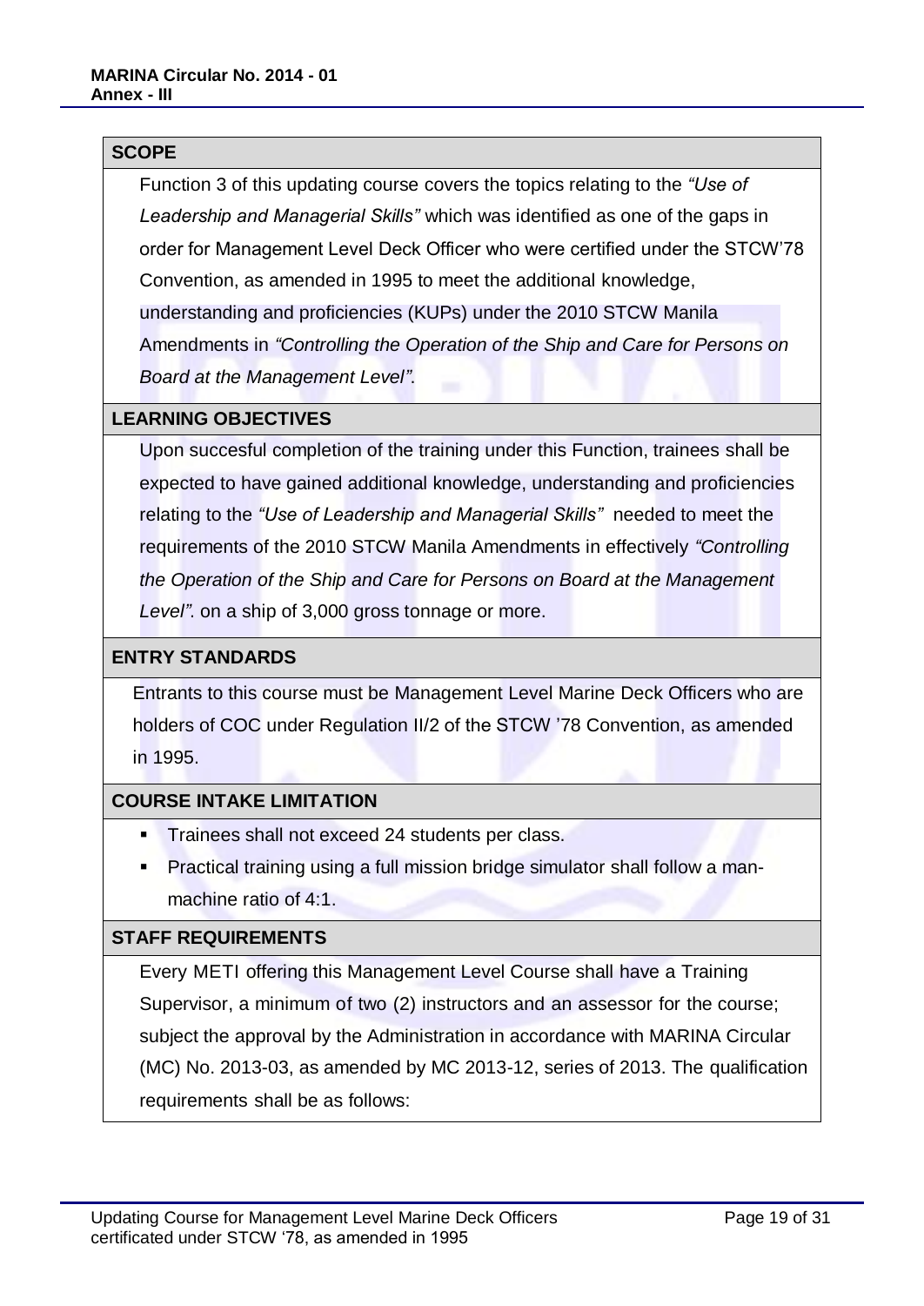## SCOPE

Function 3 of this updating course covers the topics relating to the *"Use of Leadership and Managerial Skills"* which was identified as one of the gaps in order for Management Level Deck Officer who were certified under the STCW'78 Convention, as amended in 1995 to meet the additional knowledge, understanding and proficiencies (KUPs) under the 2010 STCW Manila Amendments in *"Controlling the Operation of the Ship and Care for Persons on Board at the Management Level".*

## LEARNING OBJECTIVES

Upon succesful completion of the training under this Function, trainees shall be expected to have gained additional knowledge, understanding and proficiencies relating to the *"Use of Leadership and Managerial Skills"* needed to meet the requirements of the 2010 STCW Manila Amendments in effectively *"Controlling the Operation of the Ship and Care for Persons on Board at the Management Level".* on a ship of 3,000 gross tonnage or more.

## ENTRY STANDARDS

Entrants to this course must be Management Level Marine Deck Officers who are holders of COC under Regulation II/2 of the STCW '78 Convention, as amended in 1995.

## COURSE INTAKE LIMITATION

- Trainees shall not exceed 24 students per class.
- Practical training using a full mission bridge simulator shall follow a man-machine ratio of 4:1.

## STAFF REQUIREMENTS

Every METI offering this Management Level Course shall have a Training Supervisor, a minimum of two (2) instructors and an assessor for the course; subject the approval by the Administration in accordance with MARINA Circular (MC) No. 2013-03, as amended by MC 2013-12, series of 2013. The qualification requirements shall be as follows: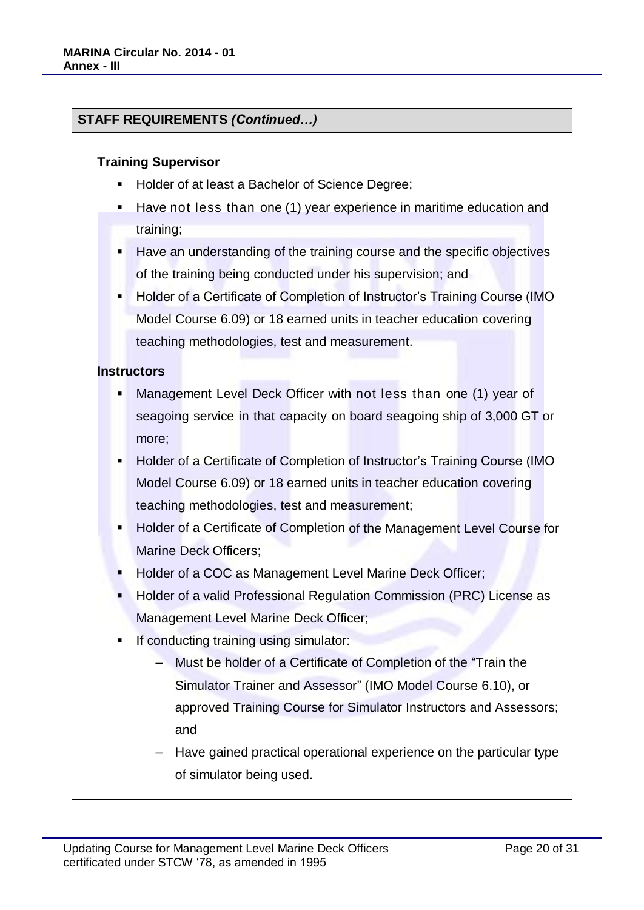## STAFF REQUIREMENTS *(Continued…)*

**Training Supervisor**

- Holder of at least a Bachelor of Science Degree;
- Have not less than one (1) year experience in maritime education and training;
- Have an understanding of the training course and the specific objectives of the training being conducted under his supervision; and
- Holder of a Certificate of Completion of Instructor's Training Course (IMO Model Course 6.09) or 18 earned units in teacher education covering teaching methodologies, test and measurement.

**Instructors**

- Management Level Deck Officer with not less than one (1) year of seagoing service in that capacity on board seagoing ship of 3,000 GT or more;
- Holder of a Certificate of Completion of Instructor's Training Course (IMO Model Course 6.09) or 18 earned units in teacher education covering teaching methodologies, test and measurement;
- Holder of a Certificate of Completion of the Management Level Course for Marine Deck Officers;
- Holder of a COC as Management Level Marine Deck Officer;
- Holder of a valid Professional Regulation Commission (PRC) License as Management Level Marine Deck Officer;
- If conducting training using simulator:
  - Must be holder of a Certificate of Completion of the "Train the Simulator Trainer and Assessor" (IMO Model Course 6.10), or approved Training Course for Simulator Instructors and Assessors; and
  - Have gained practical operational experience on the particular type of simulator being used.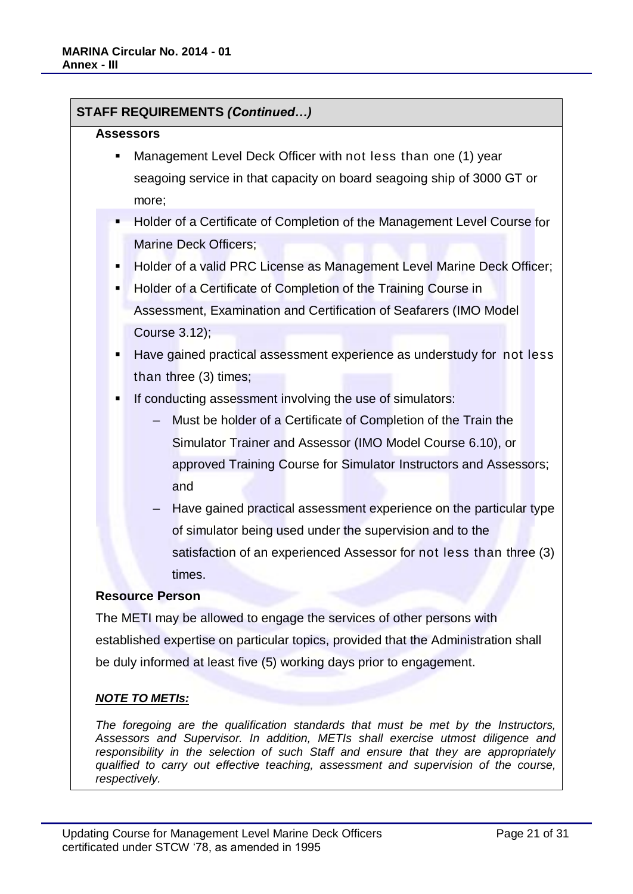**STAFF REQUIREMENTS *(Continued…)***

**Assessors**

- Management Level Deck Officer with not less than one (1) year seagoing service in that capacity on board seagoing ship of 3000 GT or more;
- Holder of a Certificate of Completion of the Management Level Course for Marine Deck Officers;
- Holder of a valid PRC License as Management Level Marine Deck Officer;
- Holder of a Certificate of Completion of the Training Course in Assessment, Examination and Certification of Seafarers (IMO Model Course 3.12);
- Have gained practical assessment experience as understudy for not less than three (3) times;
- If conducting assessment involving the use of simulators:
  - Must be holder of a Certificate of Completion of the Train the Simulator Trainer and Assessor (IMO Model Course 6.10), or approved Training Course for Simulator Instructors and Assessors; and
  - Have gained practical assessment experience on the particular type of simulator being used under the supervision and to the satisfaction of an experienced Assessor for not less than three (3) times.

**Resource Person**

The METI may be allowed to engage the services of other persons with established expertise on particular topics, provided that the Administration shall be duly informed at least five (5) working days prior to engagement.

***NOTE TO METIs:***

*The foregoing are the qualification standards that must be met by the Instructors, Assessors and Supervisor. In addition, METIs shall exercise utmost diligence and responsibility in the selection of such Staff and ensure that they are appropriately qualified to carry out effective teaching, assessment and supervision of the course, respectively.*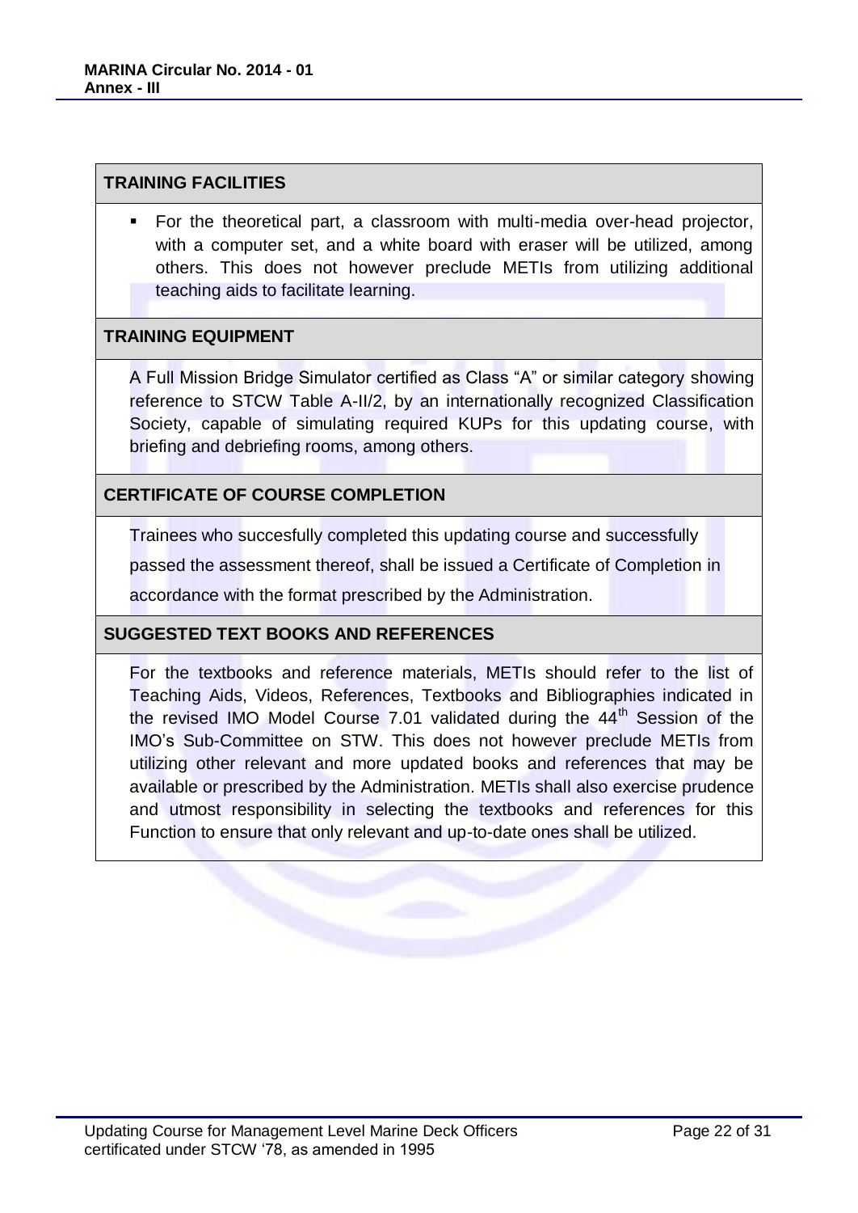## TRAINING FACILITIES

- For the theoretical part, a classroom with multi-media over-head projector, with a computer set, and a white board with eraser will be utilized, among others. This does not however preclude METIs from utilizing additional teaching aids to facilitate learning.

## TRAINING EQUIPMENT

A Full Mission Bridge Simulator certified as Class "A" or similar category showing reference to STCW Table A-II/2, by an internationally recognized Classification Society, capable of simulating required KUPs for this updating course, with briefing and debriefing rooms, among others.

## CERTIFICATE OF COURSE COMPLETION

Trainees who succesfully completed this updating course and successfully passed the assessment thereof, shall be issued a Certificate of Completion in accordance with the format prescribed by the Administration.

## SUGGESTED TEXT BOOKS AND REFERENCES

For the textbooks and reference materials, METIs should refer to the list of Teaching Aids, Videos, References, Textbooks and Bibliographies indicated in the revised IMO Model Course 7.01 validated during the 44th Session of the IMO's Sub-Committee on STW. This does not however preclude METIs from utilizing other relevant and more updated books and references that may be available or prescribed by the Administration. METIs shall also exercise prudence and utmost responsibility in selecting the textbooks and references for this Function to ensure that only relevant and up-to-date ones shall be utilized.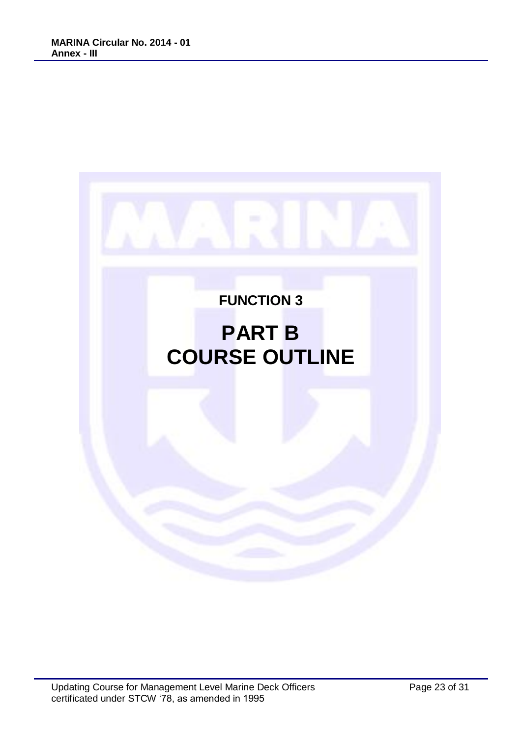## FUNCTION 3

# PART B
# COURSE OUTLINE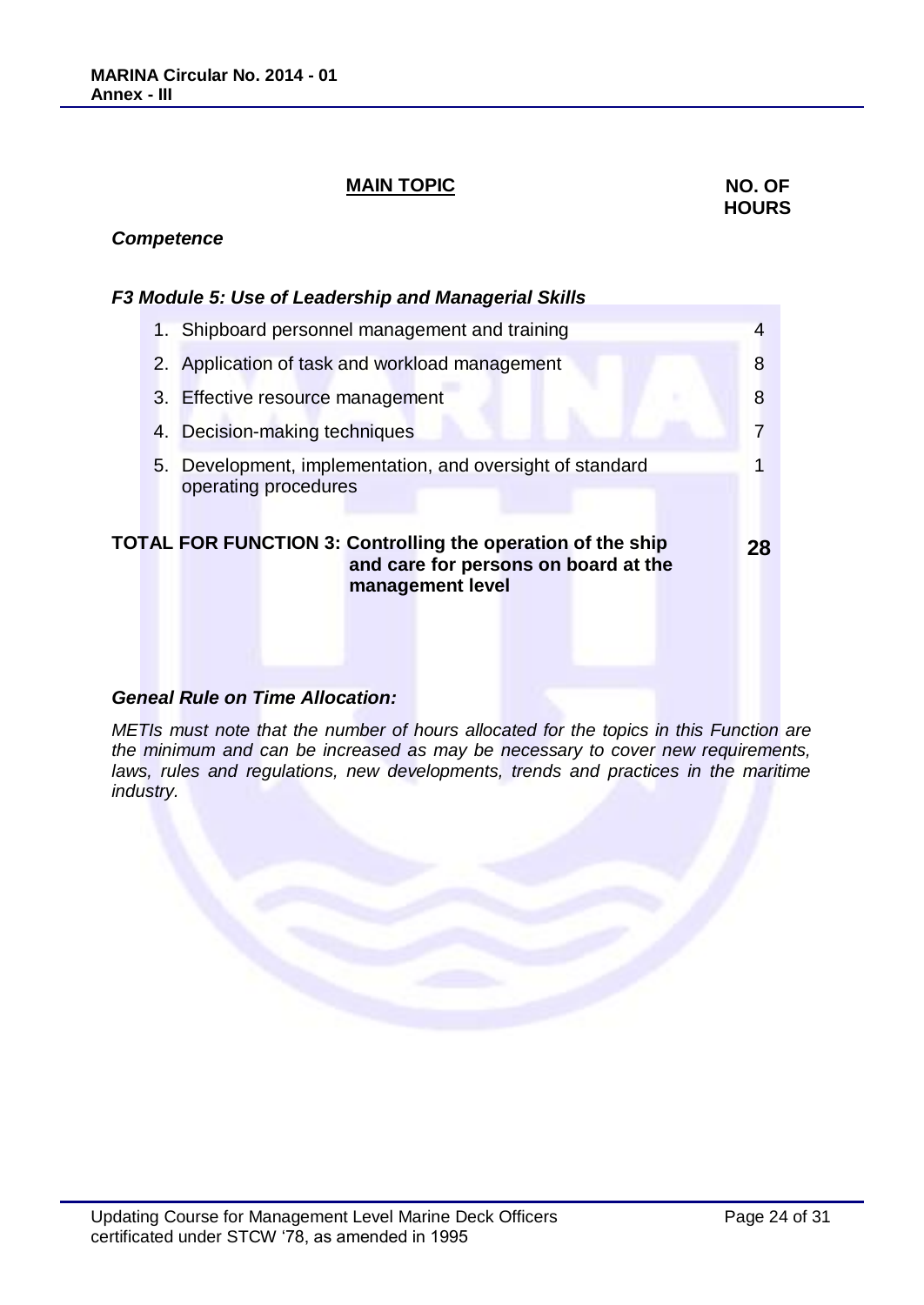| MAIN TOPIC | NO. OF HOURS |
|---|---|
| ***Competence*** | |
| ***F3 Module 5: Use of Leadership and Managerial Skills*** | |
| 1. Shipboard personnel management and training | 4 |
| 2. Application of task and workload management | 8 |
| 3. Effective resource management | 8 |
| 4. Decision-making techniques | 7 |
| 5. Development, implementation, and oversight of standard operating procedures | 1 |
| **TOTAL FOR FUNCTION 3: Controlling the operation of the ship and care for persons on board at the management level** | **28** |

***Geneal Rule on Time Allocation:***

*METIs must note that the number of hours allocated for the topics in this Function are the minimum and can be increased as may be necessary to cover new requirements, laws, rules and regulations, new developments, trends and practices in the maritime industry.*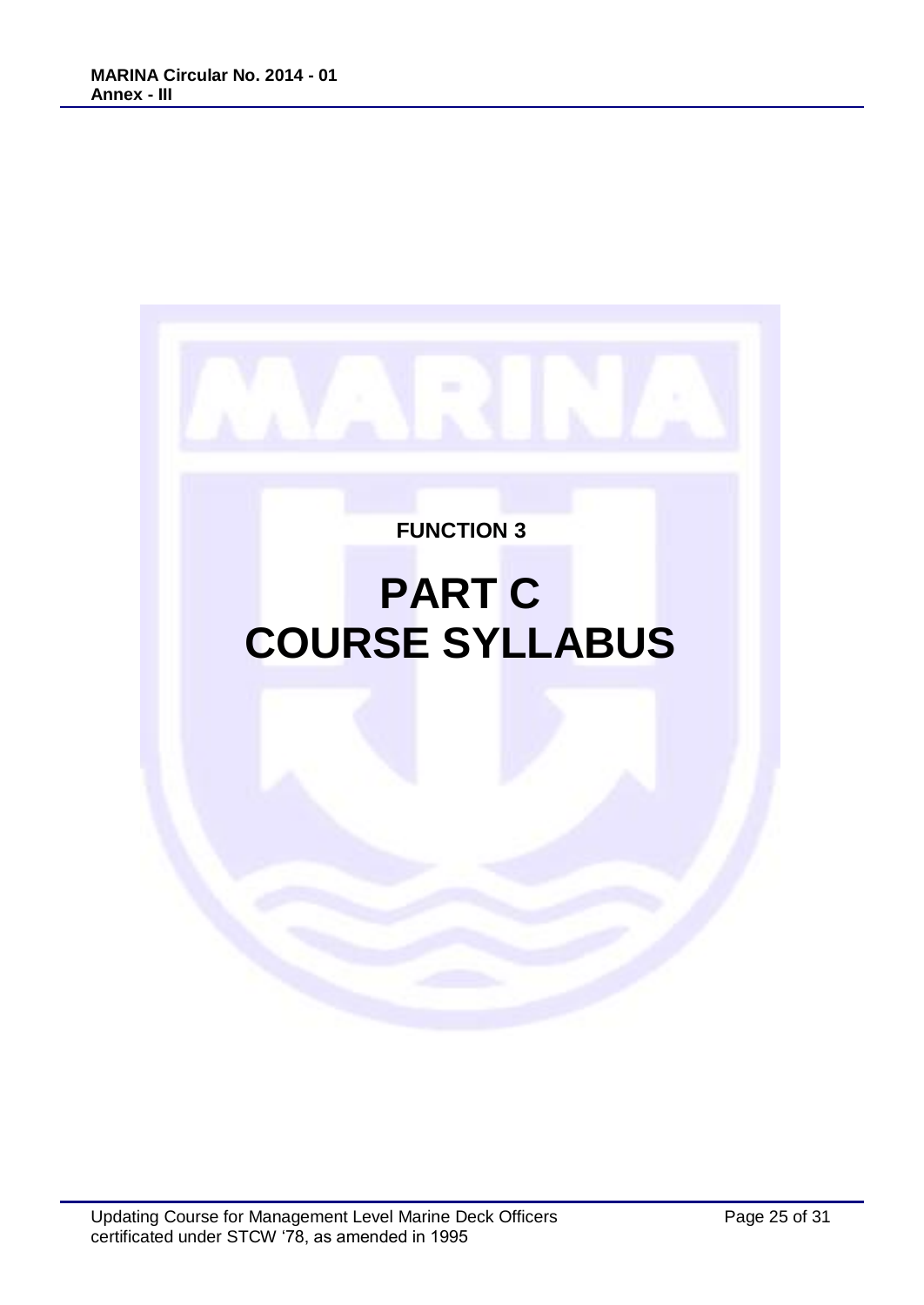**FUNCTION 3**

# PART C
# COURSE SYLLABUS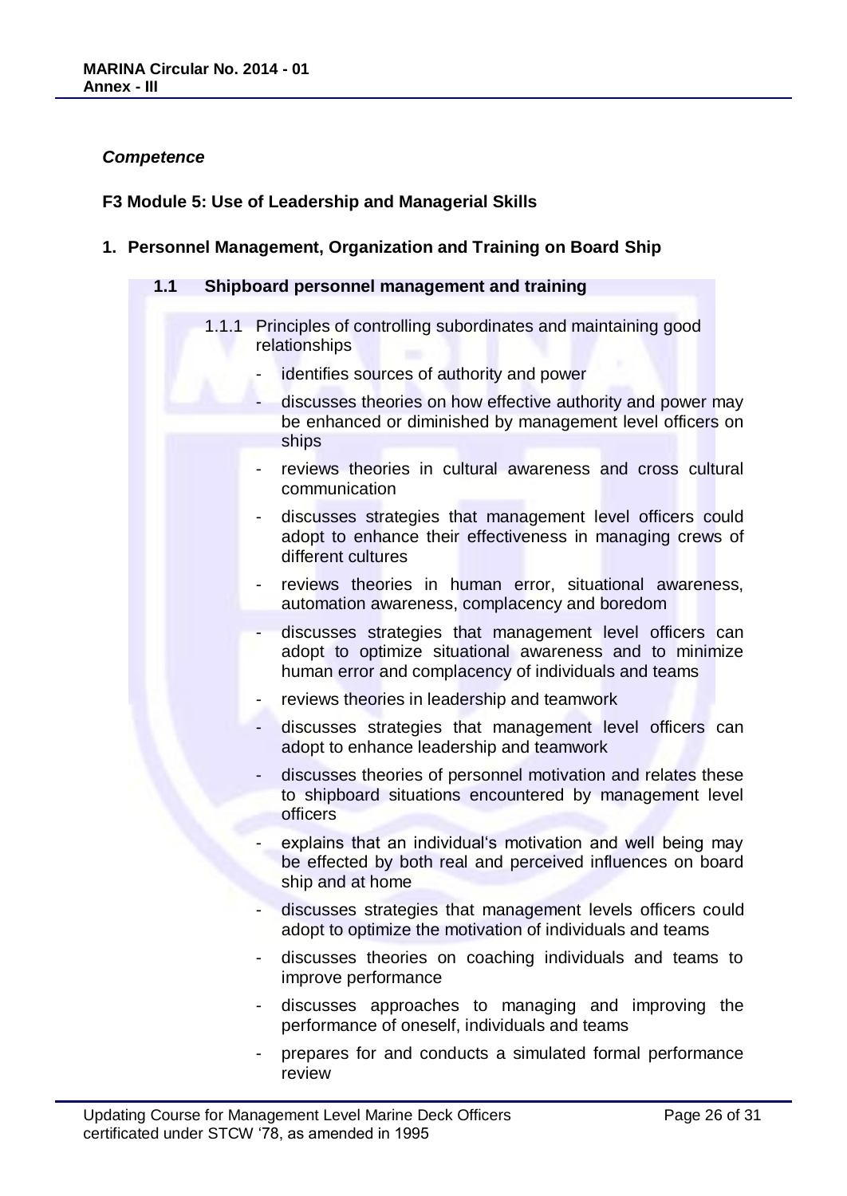***Competence***

**F3 Module 5: Use of Leadership and Managerial Skills**

**1. Personnel Management, Organization and Training on Board Ship**

**1.1 Shipboard personnel management and training**

1.1.1 Principles of controlling subordinates and maintaining good relationships

- identifies sources of authority and power
- discusses theories on how effective authority and power may be enhanced or diminished by management level officers on ships
- reviews theories in cultural awareness and cross cultural communication
- discusses strategies that management level officers could adopt to enhance their effectiveness in managing crews of different cultures
- reviews theories in human error, situational awareness, automation awareness, complacency and boredom
- discusses strategies that management level officers can adopt to optimize situational awareness and to minimize human error and complacency of individuals and teams
- reviews theories in leadership and teamwork
- discusses strategies that management level officers can adopt to enhance leadership and teamwork
- discusses theories of personnel motivation and relates these to shipboard situations encountered by management level officers
- explains that an individual's motivation and well being may be effected by both real and perceived influences on board ship and at home
- discusses strategies that management levels officers could adopt to optimize the motivation of individuals and teams
- discusses theories on coaching individuals and teams to improve performance
- discusses approaches to managing and improving the performance of oneself, individuals and teams
- prepares for and conducts a simulated formal performance review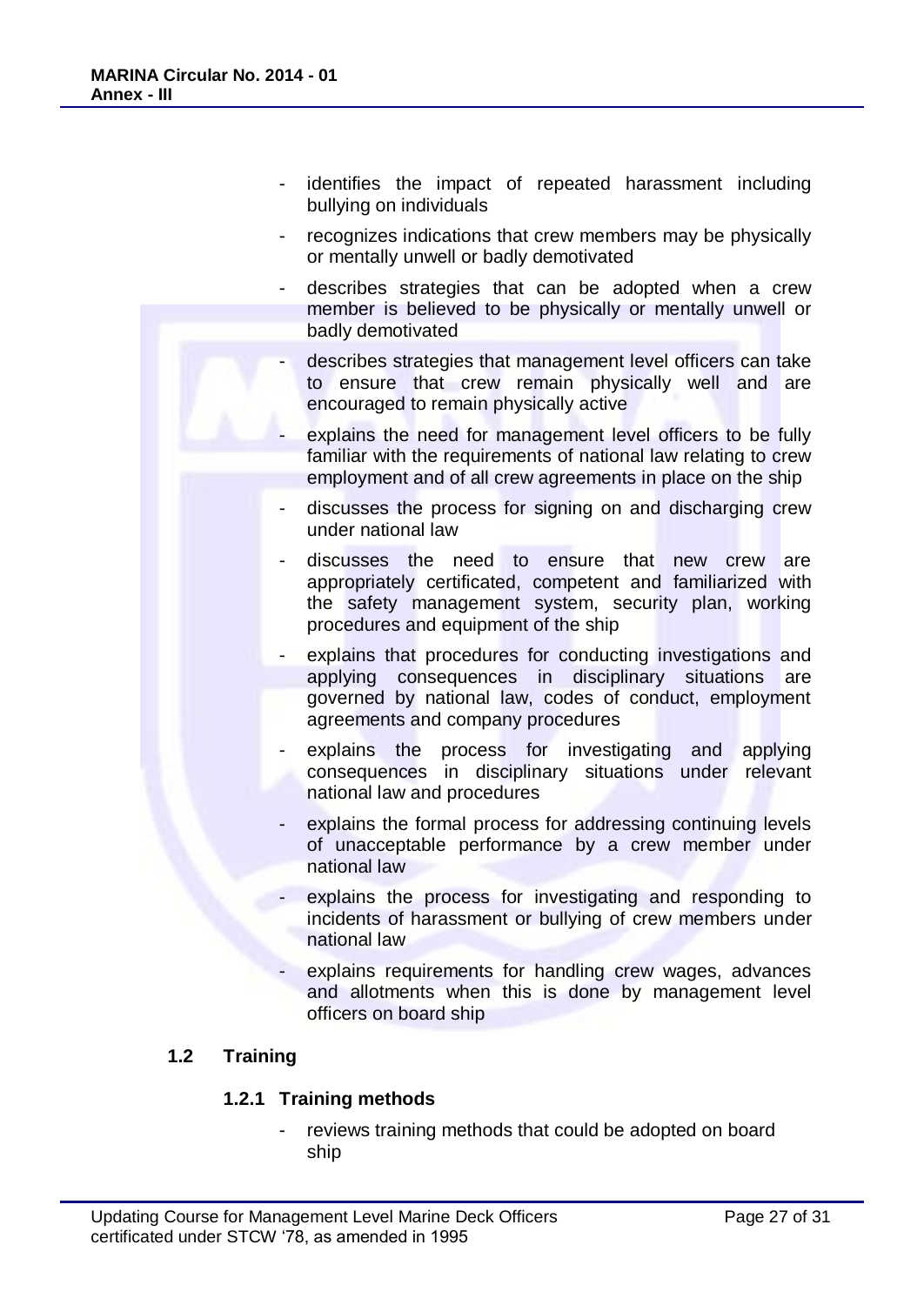- identifies the impact of repeated harassment including bullying on individuals
- recognizes indications that crew members may be physically or mentally unwell or badly demotivated
- describes strategies that can be adopted when a crew member is believed to be physically or mentally unwell or badly demotivated
- describes strategies that management level officers can take to ensure that crew remain physically well and are encouraged to remain physically active
- explains the need for management level officers to be fully familiar with the requirements of national law relating to crew employment and of all crew agreements in place on the ship
- discusses the process for signing on and discharging crew under national law
- discusses the need to ensure that new crew are appropriately certificated, competent and familiarized with the safety management system, security plan, working procedures and equipment of the ship
- explains that procedures for conducting investigations and applying consequences in disciplinary situations are governed by national law, codes of conduct, employment agreements and company procedures
- explains the process for investigating and applying consequences in disciplinary situations under relevant national law and procedures
- explains the formal process for addressing continuing levels of unacceptable performance by a crew member under national law
- explains the process for investigating and responding to incidents of harassment or bullying of crew members under national law
- explains requirements for handling crew wages, advances and allotments when this is done by management level officers on board ship

## 1.2 Training

### 1.2.1 Training methods

- reviews training methods that could be adopted on board ship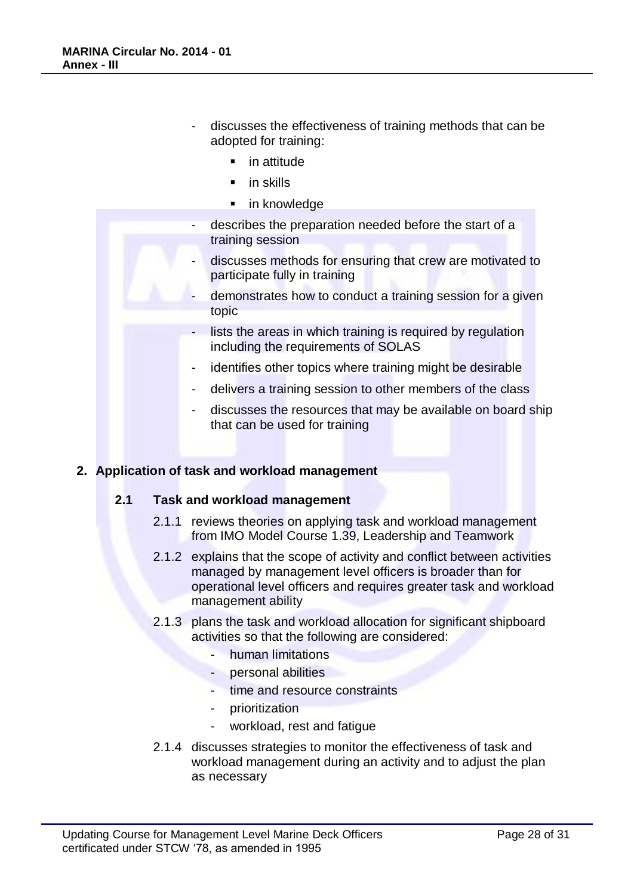- discusses the effectiveness of training methods that can be adopted for training:
  - in attitude
  - in skills
  - in knowledge
- describes the preparation needed before the start of a training session
- discusses methods for ensuring that crew are motivated to participate fully in training
- demonstrates how to conduct a training session for a given topic
- lists the areas in which training is required by regulation including the requirements of SOLAS
- identifies other topics where training might be desirable
- delivers a training session to other members of the class
- discusses the resources that may be available on board ship that can be used for training

## 2. Application of task and workload management

### 2.1 Task and workload management

2.1.1 reviews theories on applying task and workload management from IMO Model Course 1.39, Leadership and Teamwork

2.1.2 explains that the scope of activity and conflict between activities managed by management level officers is broader than for operational level officers and requires greater task and workload management ability

2.1.3 plans the task and workload allocation for significant shipboard activities so that the following are considered:

- human limitations
- personal abilities
- time and resource constraints
- prioritization
- workload, rest and fatigue

2.1.4 discusses strategies to monitor the effectiveness of task and workload management during an activity and to adjust the plan as necessary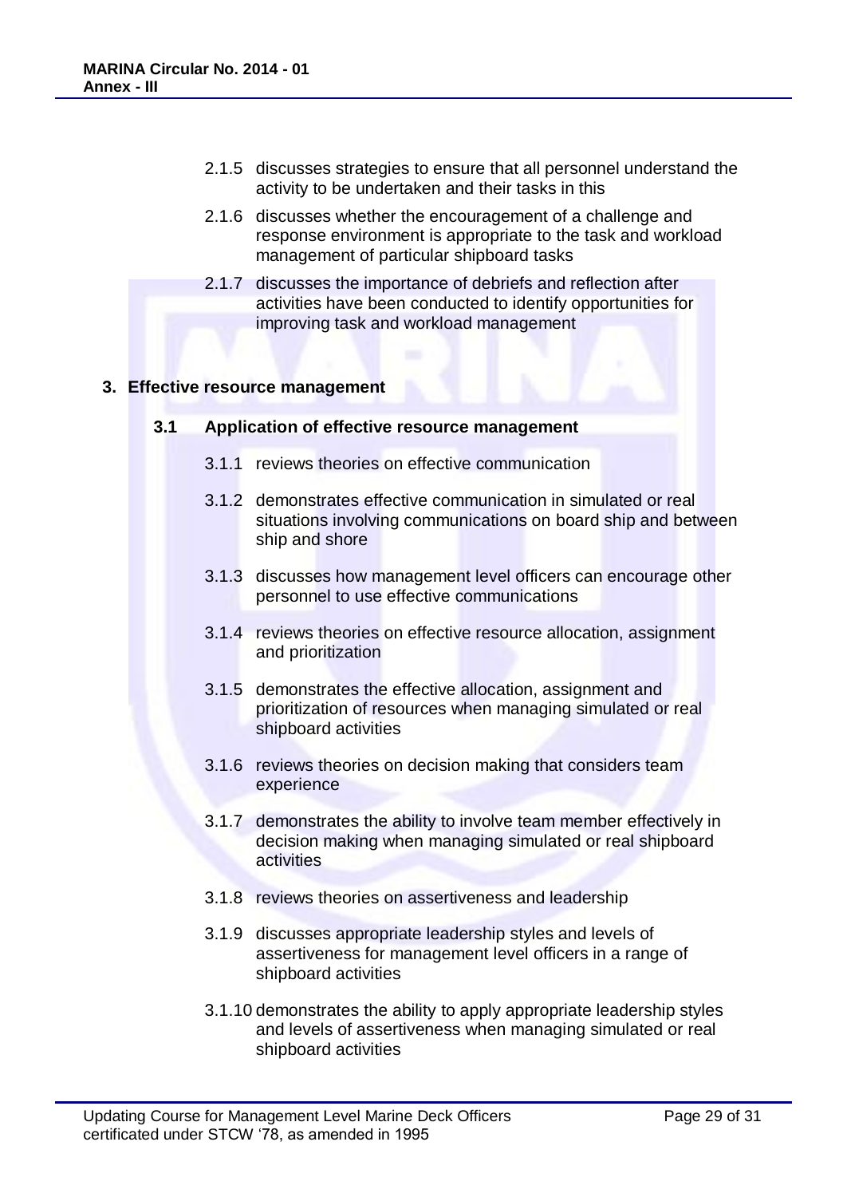2.1.5 discusses strategies to ensure that all personnel understand the activity to be undertaken and their tasks in this

2.1.6 discusses whether the encouragement of a challenge and response environment is appropriate to the task and workload management of particular shipboard tasks

2.1.7 discusses the importance of debriefs and reflection after activities have been conducted to identify opportunities for improving task and workload management

## 3. Effective resource management

### 3.1 Application of effective resource management

3.1.1 reviews theories on effective communication

3.1.2 demonstrates effective communication in simulated or real situations involving communications on board ship and between ship and shore

3.1.3 discusses how management level officers can encourage other personnel to use effective communications

3.1.4 reviews theories on effective resource allocation, assignment and prioritization

3.1.5 demonstrates the effective allocation, assignment and prioritization of resources when managing simulated or real shipboard activities

3.1.6 reviews theories on decision making that considers team experience

3.1.7 demonstrates the ability to involve team member effectively in decision making when managing simulated or real shipboard activities

3.1.8 reviews theories on assertiveness and leadership

3.1.9 discusses appropriate leadership styles and levels of assertiveness for management level officers in a range of shipboard activities

3.1.10 demonstrates the ability to apply appropriate leadership styles and levels of assertiveness when managing simulated or real shipboard activities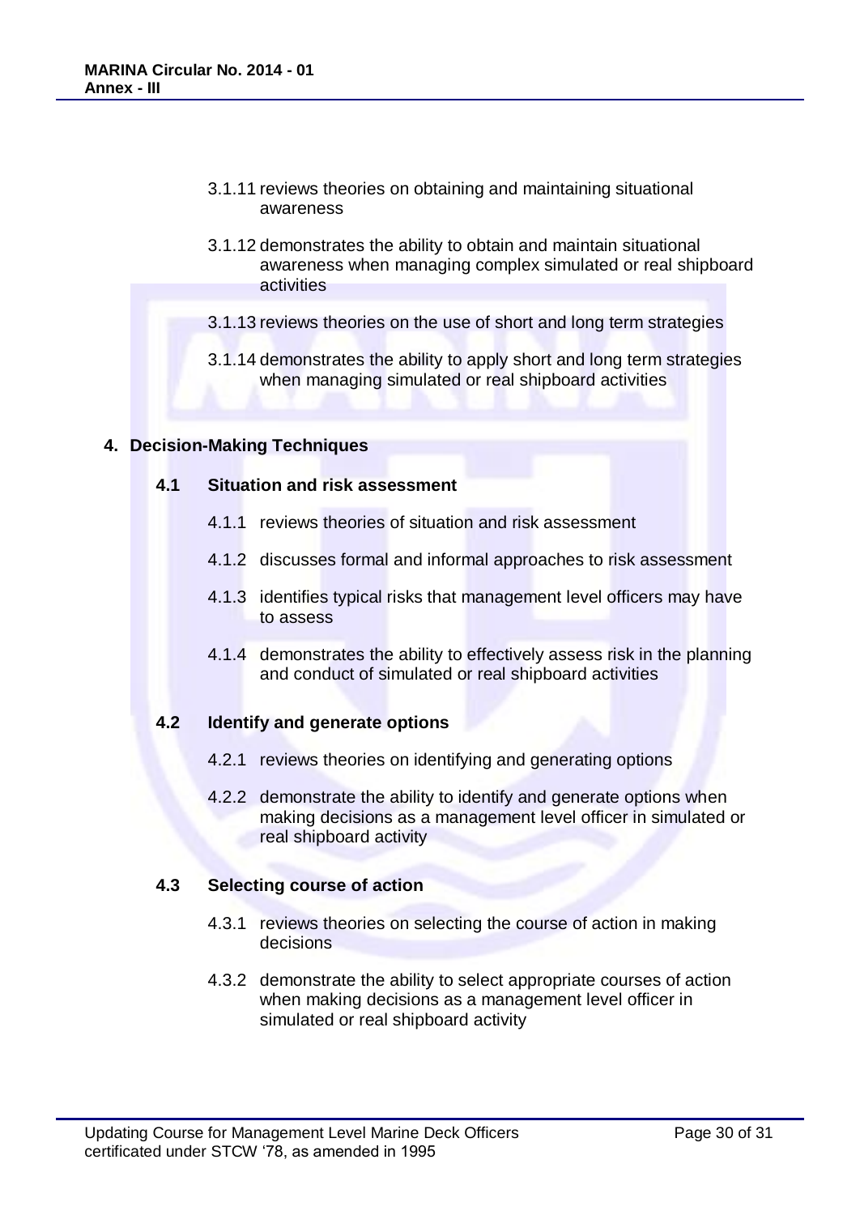3.1.11 reviews theories on obtaining and maintaining situational awareness

3.1.12 demonstrates the ability to obtain and maintain situational awareness when managing complex simulated or real shipboard activities

3.1.13 reviews theories on the use of short and long term strategies

3.1.14 demonstrates the ability to apply short and long term strategies when managing simulated or real shipboard activities

**4. Decision-Making Techniques**

**4.1 Situation and risk assessment**

4.1.1 reviews theories of situation and risk assessment

4.1.2 discusses formal and informal approaches to risk assessment

4.1.3 identifies typical risks that management level officers may have to assess

4.1.4 demonstrates the ability to effectively assess risk in the planning and conduct of simulated or real shipboard activities

**4.2 Identify and generate options**

4.2.1 reviews theories on identifying and generating options

4.2.2 demonstrate the ability to identify and generate options when making decisions as a management level officer in simulated or real shipboard activity

**4.3 Selecting course of action**

4.3.1 reviews theories on selecting the course of action in making decisions

4.3.2 demonstrate the ability to select appropriate courses of action when making decisions as a management level officer in simulated or real shipboard activity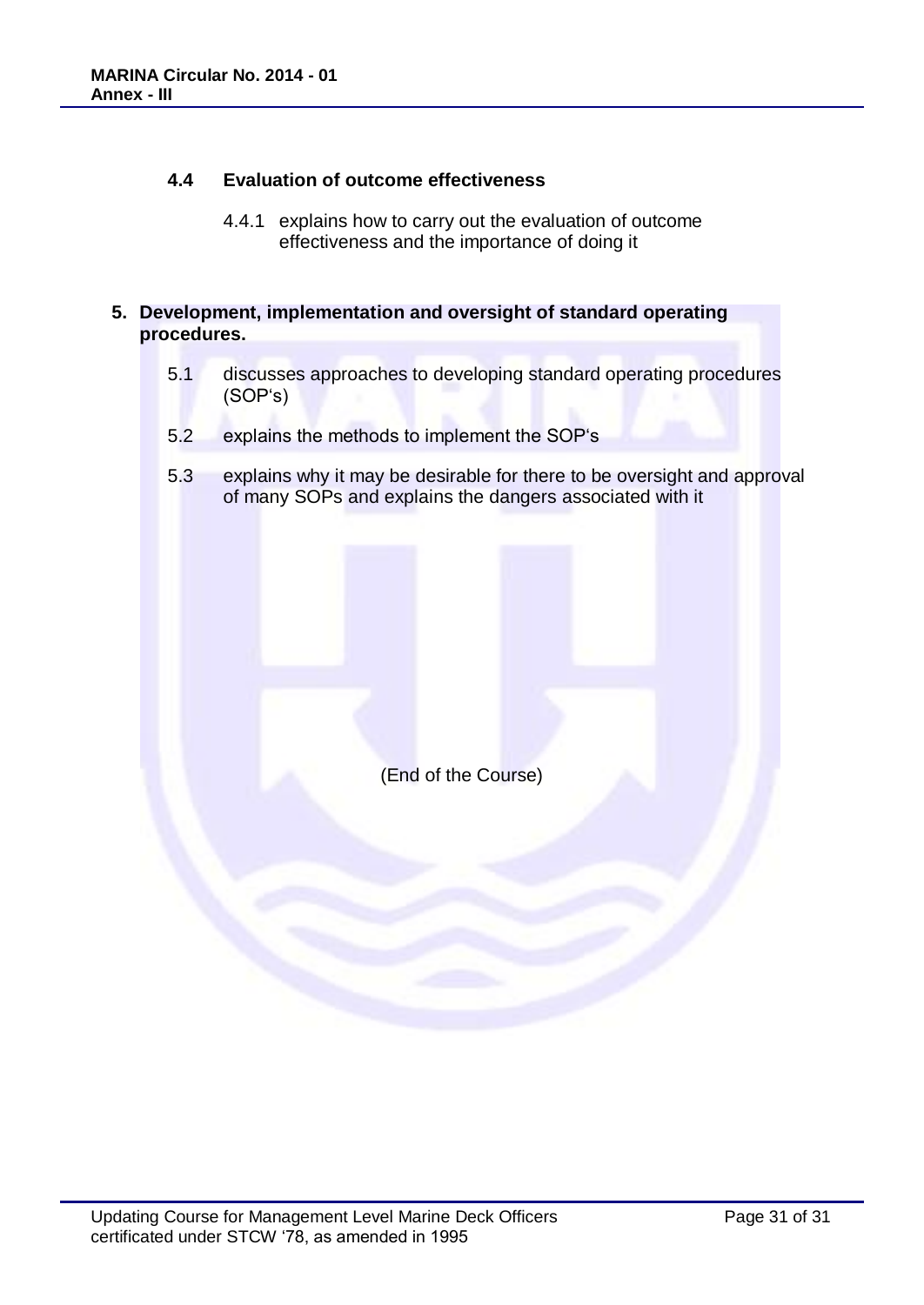### 4.4 Evaluation of outcome effectiveness

4.4.1 explains how to carry out the evaluation of outcome effectiveness and the importance of doing it

## 5. Development, implementation and oversight of standard operating procedures.

5.1 discusses approaches to developing standard operating procedures (SOP's)

5.2 explains the methods to implement the SOP's

5.3 explains why it may be desirable for there to be oversight and approval of many SOPs and explains the dangers associated with it

(End of the Course)